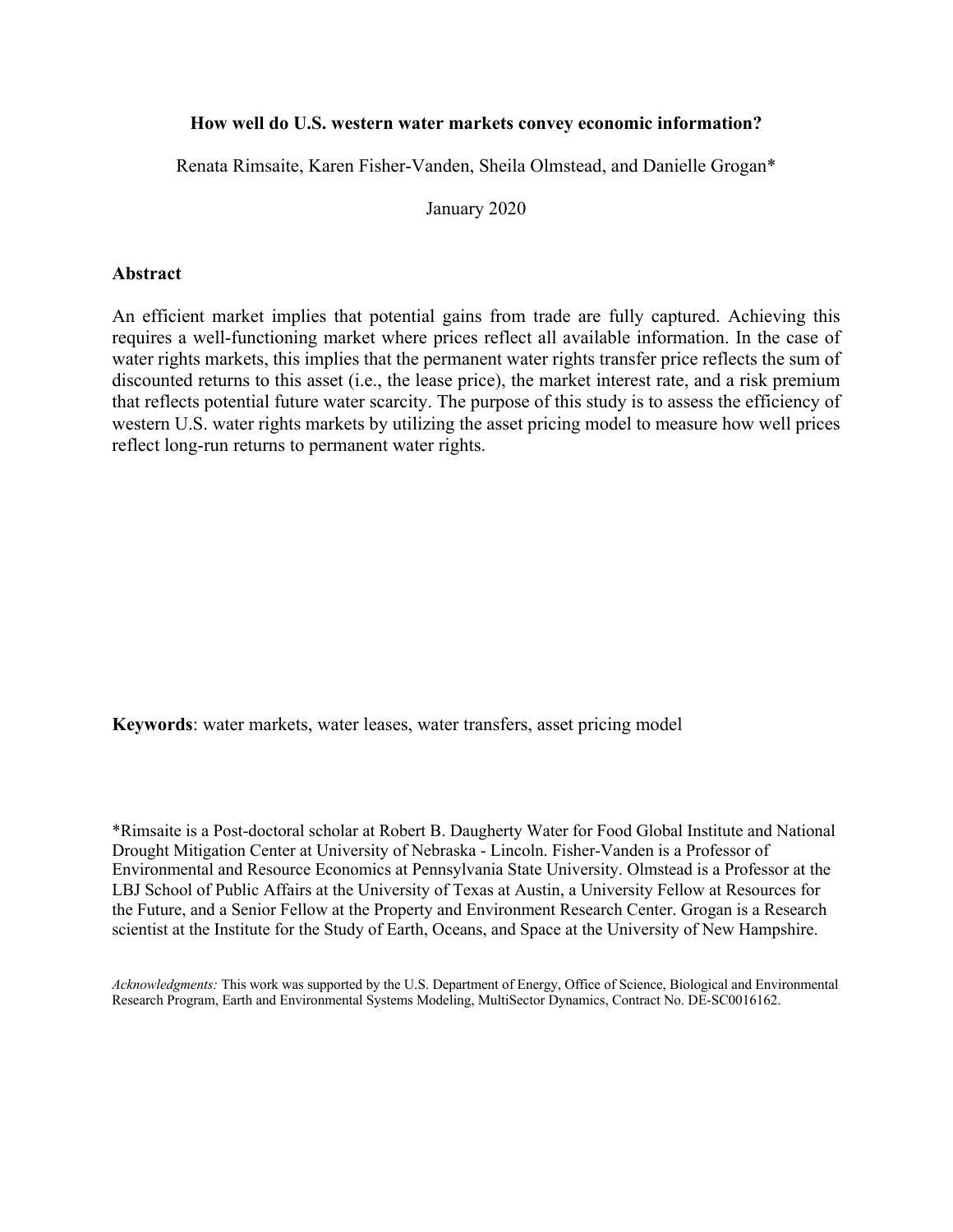# How well do U.S. western water markets convey economic information?

Renata Rimsaite, Karen Fisher-Vanden, Sheila Olmstead, and Danielle Grogan*

January 2020

## Abstract

An efficient market implies that potential gains from trade are fully captured. Achieving this requires a well-functioning market where prices reflect all available information. In the case of water rights markets, this implies that the permanent water rights transfer price reflects the sum of discounted returns to this asset (i.e., the lease price), the market interest rate, and a risk premium that reflects potential future water scarcity. The purpose of this study is to assess the efficiency of western U.S. water rights markets by utilizing the asset pricing model to measure how well prices reflect long-run returns to permanent water rights.

**Keywords**: water markets, water leases, water transfers, asset pricing model

*Rimsaite is a Post-doctoral scholar at Robert B. Daugherty Water for Food Global Institute and National Drought Mitigation Center at University of Nebraska - Lincoln. Fisher-Vanden is a Professor of Environmental and Resource Economics at Pennsylvania State University. Olmstead is a Professor at the LBJ School of Public Affairs at the University of Texas at Austin, a University Fellow at Resources for the Future, and a Senior Fellow at the Property and Environment Research Center. Grogan is a Research scientist at the Institute for the Study of Earth, Oceans, and Space at the University of New Hampshire.

*Acknowledgments:* This work was supported by the U.S. Department of Energy, Office of Science, Biological and Environmental Research Program, Earth and Environmental Systems Modeling, MultiSector Dynamics, Contract No. DE-SC0016162.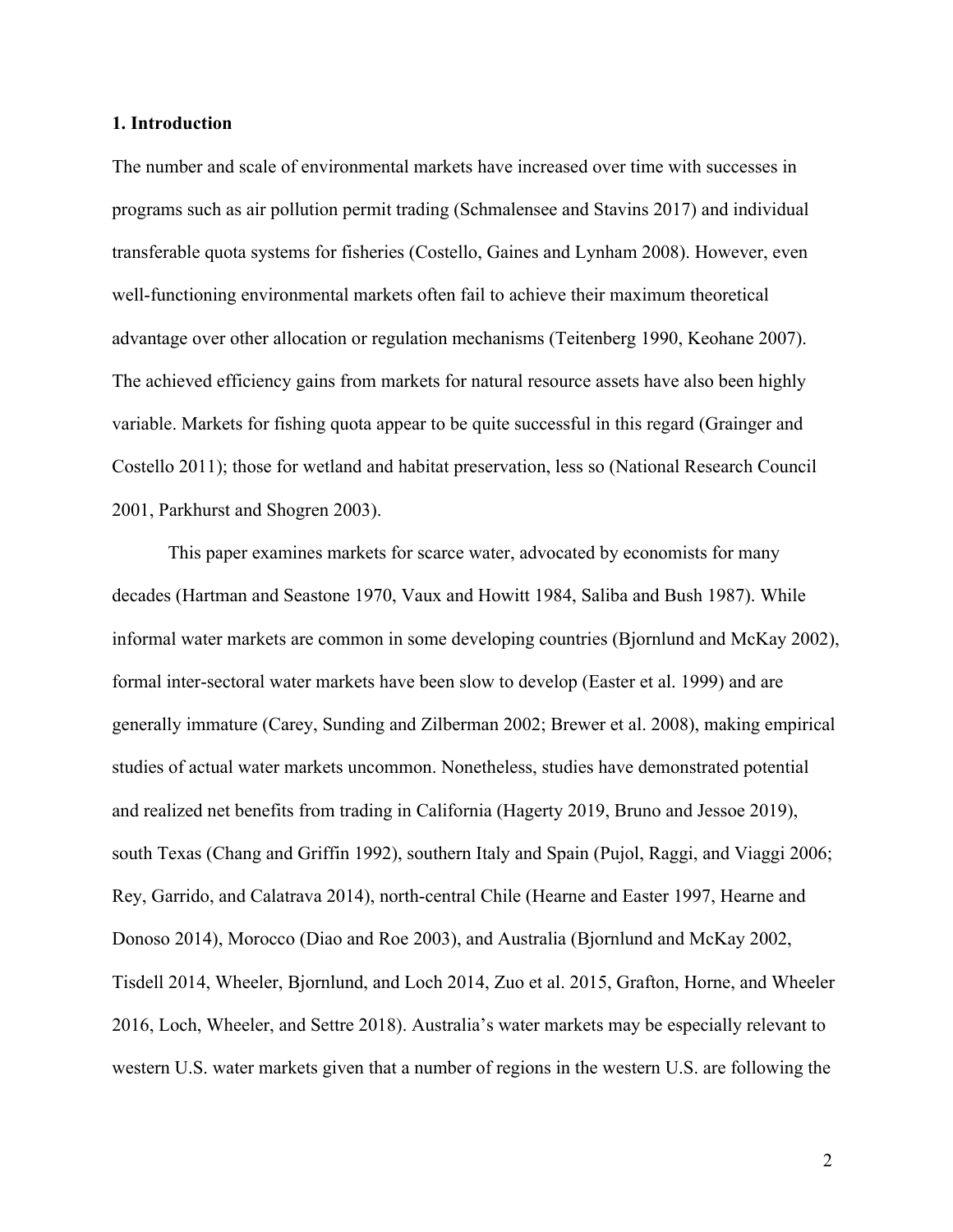## 1. Introduction

The number and scale of environmental markets have increased over time with successes in programs such as air pollution permit trading (Schmalensee and Stavins 2017) and individual transferable quota systems for fisheries (Costello, Gaines and Lynham 2008). However, even well-functioning environmental markets often fail to achieve their maximum theoretical advantage over other allocation or regulation mechanisms (Teitenberg 1990, Keohane 2007). The achieved efficiency gains from markets for natural resource assets have also been highly variable. Markets for fishing quota appear to be quite successful in this regard (Grainger and Costello 2011); those for wetland and habitat preservation, less so (National Research Council 2001, Parkhurst and Shogren 2003).

This paper examines markets for scarce water, advocated by economists for many decades (Hartman and Seastone 1970, Vaux and Howitt 1984, Saliba and Bush 1987). While informal water markets are common in some developing countries (Bjornlund and McKay 2002), formal inter-sectoral water markets have been slow to develop (Easter et al. 1999) and are generally immature (Carey, Sunding and Zilberman 2002; Brewer et al. 2008), making empirical studies of actual water markets uncommon. Nonetheless, studies have demonstrated potential and realized net benefits from trading in California (Hagerty 2019, Bruno and Jessoe 2019), south Texas (Chang and Griffin 1992), southern Italy and Spain (Pujol, Raggi, and Viaggi 2006; Rey, Garrido, and Calatrava 2014), north-central Chile (Hearne and Easter 1997, Hearne and Donoso 2014), Morocco (Diao and Roe 2003), and Australia (Bjornlund and McKay 2002, Tisdell 2014, Wheeler, Bjornlund, and Loch 2014, Zuo et al. 2015, Grafton, Horne, and Wheeler 2016, Loch, Wheeler, and Settre 2018). Australia's water markets may be especially relevant to western U.S. water markets given that a number of regions in the western U.S. are following the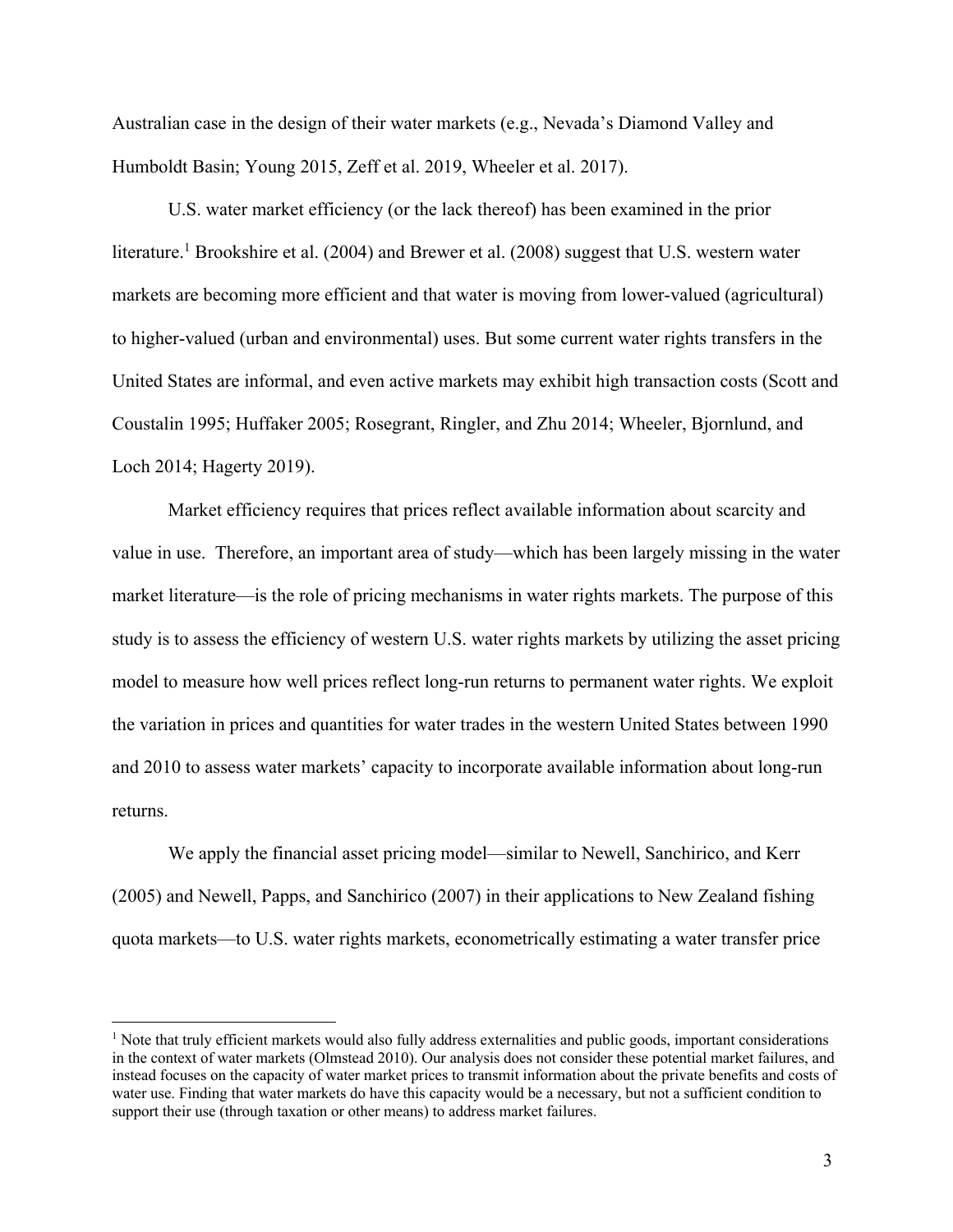Australian case in the design of their water markets (e.g., Nevada's Diamond Valley and Humboldt Basin; Young 2015, Zeff et al. 2019, Wheeler et al. 2017).

U.S. water market efficiency (or the lack thereof) has been examined in the prior literature.[1] Brookshire et al. (2004) and Brewer et al. (2008) suggest that U.S. western water markets are becoming more efficient and that water is moving from lower-valued (agricultural) to higher-valued (urban and environmental) uses. But some current water rights transfers in the United States are informal, and even active markets may exhibit high transaction costs (Scott and Coustalin 1995; Huffaker 2005; Rosegrant, Ringler, and Zhu 2014; Wheeler, Bjornlund, and Loch 2014; Hagerty 2019).

Market efficiency requires that prices reflect available information about scarcity and value in use. Therefore, an important area of study—which has been largely missing in the water market literature—is the role of pricing mechanisms in water rights markets. The purpose of this study is to assess the efficiency of western U.S. water rights markets by utilizing the asset pricing model to measure how well prices reflect long-run returns to permanent water rights. We exploit the variation in prices and quantities for water trades in the western United States between 1990 and 2010 to assess water markets' capacity to incorporate available information about long-run returns.

We apply the financial asset pricing model—similar to Newell, Sanchirico, and Kerr (2005) and Newell, Papps, and Sanchirico (2007) in their applications to New Zealand fishing quota markets—to U.S. water rights markets, econometrically estimating a water transfer price

[1] Note that truly efficient markets would also fully address externalities and public goods, important considerations in the context of water markets (Olmstead 2010). Our analysis does not consider these potential market failures, and instead focuses on the capacity of water market prices to transmit information about the private benefits and costs of water use. Finding that water markets do have this capacity would be a necessary, but not a sufficient condition to support their use (through taxation or other means) to address market failures.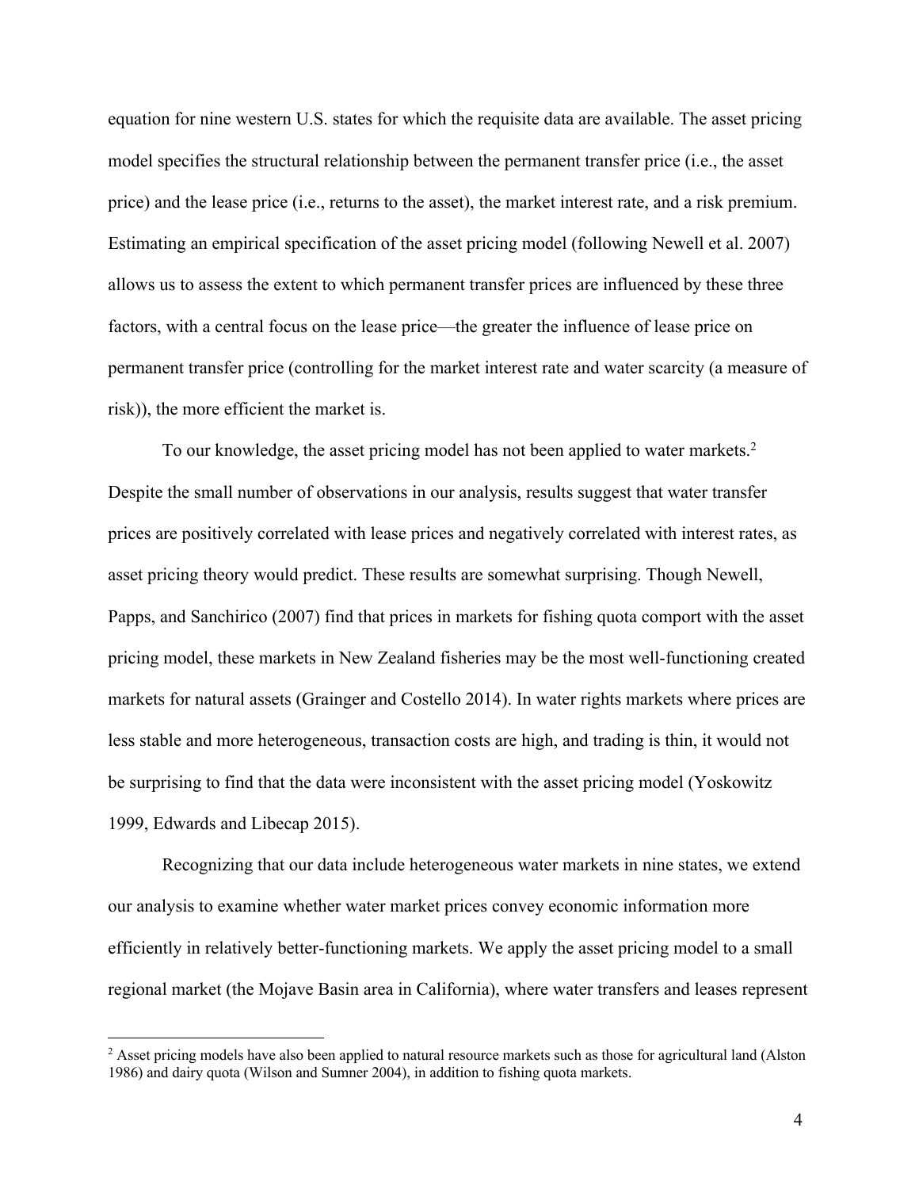equation for nine western U.S. states for which the requisite data are available. The asset pricing model specifies the structural relationship between the permanent transfer price (i.e., the asset price) and the lease price (i.e., returns to the asset), the market interest rate, and a risk premium. Estimating an empirical specification of the asset pricing model (following Newell et al. 2007) allows us to assess the extent to which permanent transfer prices are influenced by these three factors, with a central focus on the lease price—the greater the influence of lease price on permanent transfer price (controlling for the market interest rate and water scarcity (a measure of risk)), the more efficient the market is.

To our knowledge, the asset pricing model has not been applied to water markets.[2] Despite the small number of observations in our analysis, results suggest that water transfer prices are positively correlated with lease prices and negatively correlated with interest rates, as asset pricing theory would predict. These results are somewhat surprising. Though Newell, Papps, and Sanchirico (2007) find that prices in markets for fishing quota comport with the asset pricing model, these markets in New Zealand fisheries may be the most well-functioning created markets for natural assets (Grainger and Costello 2014). In water rights markets where prices are less stable and more heterogeneous, transaction costs are high, and trading is thin, it would not be surprising to find that the data were inconsistent with the asset pricing model (Yoskowitz 1999, Edwards and Libecap 2015).

Recognizing that our data include heterogeneous water markets in nine states, we extend our analysis to examine whether water market prices convey economic information more efficiently in relatively better-functioning markets. We apply the asset pricing model to a small regional market (the Mojave Basin area in California), where water transfers and leases represent

[2] Asset pricing models have also been applied to natural resource markets such as those for agricultural land (Alston 1986) and dairy quota (Wilson and Sumner 2004), in addition to fishing quota markets.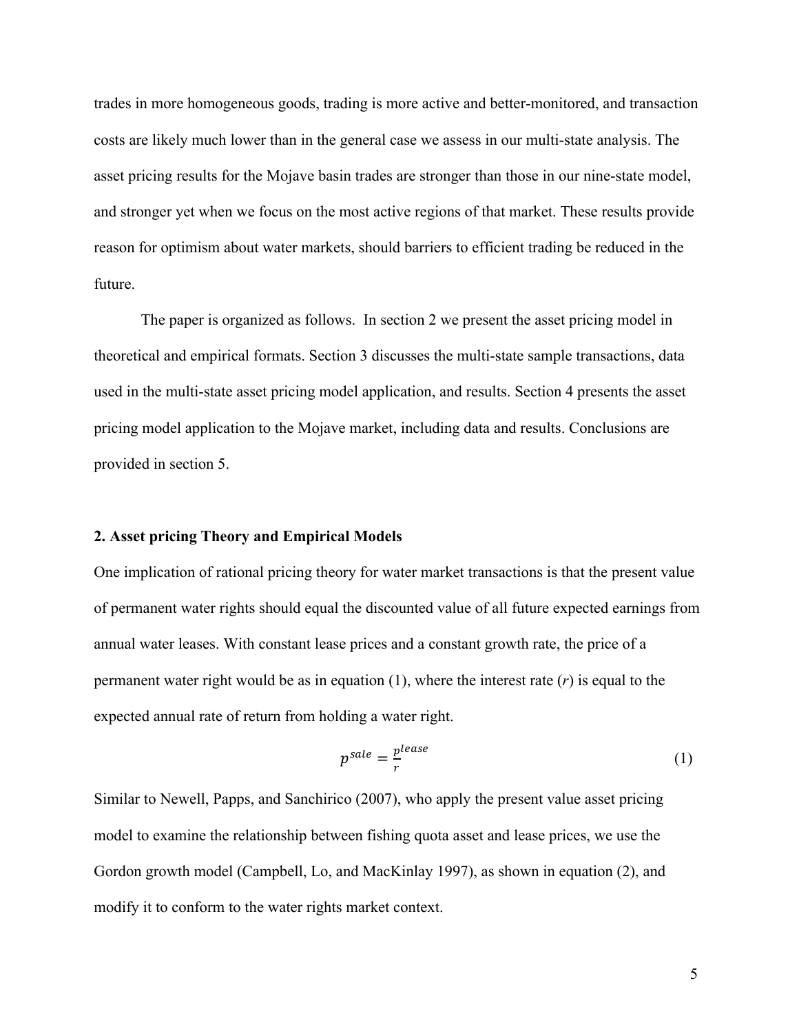trades in more homogeneous goods, trading is more active and better-monitored, and transaction costs are likely much lower than in the general case we assess in our multi-state analysis. The asset pricing results for the Mojave basin trades are stronger than those in our nine-state model, and stronger yet when we focus on the most active regions of that market. These results provide reason for optimism about water markets, should barriers to efficient trading be reduced in the future.

The paper is organized as follows. In section 2 we present the asset pricing model in theoretical and empirical formats. Section 3 discusses the multi-state sample transactions, data used in the multi-state asset pricing model application, and results. Section 4 presents the asset pricing model application to the Mojave market, including data and results. Conclusions are provided in section 5.

## 2. Asset pricing Theory and Empirical Models

One implication of rational pricing theory for water market transactions is that the present value of permanent water rights should equal the discounted value of all future expected earnings from annual water leases. With constant lease prices and a constant growth rate, the price of a permanent water right would be as in equation (1), where the interest rate (*r*) is equal to the expected annual rate of return from holding a water right.

$$p^{sale} = \frac{p^{lease}}{r} \tag{1}$$

Similar to Newell, Papps, and Sanchirico (2007), who apply the present value asset pricing model to examine the relationship between fishing quota asset and lease prices, we use the Gordon growth model (Campbell, Lo, and MacKinlay 1997), as shown in equation (2), and modify it to conform to the water rights market context.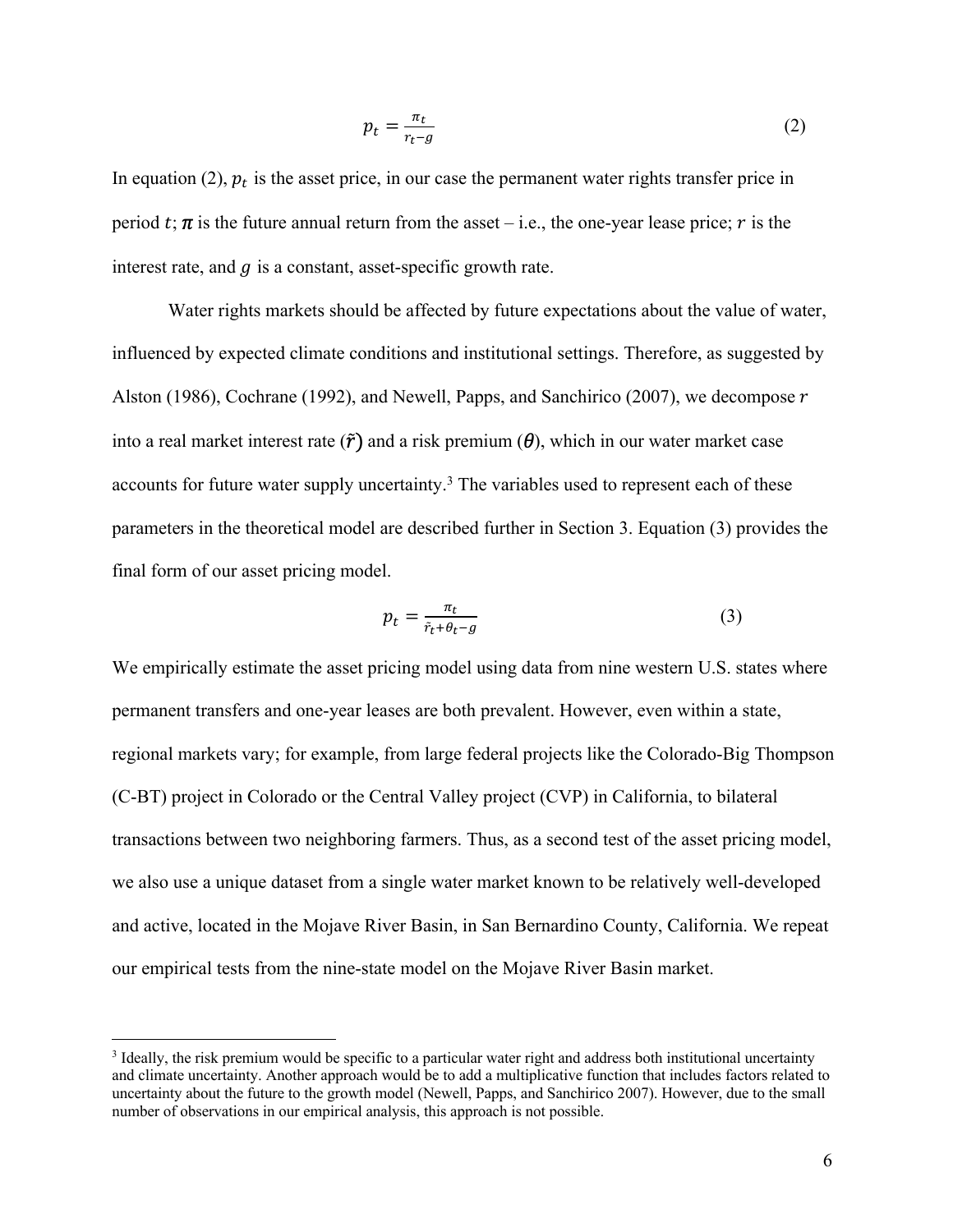$$p_t = \frac{\pi_t}{r_t - g} \tag{2}$$

In equation (2), $p_t$ is the asset price, in our case the permanent water rights transfer price in period $t$; $\pi$ is the future annual return from the asset – i.e., the one-year lease price; $r$ is the interest rate, and $g$ is a constant, asset-specific growth rate.

Water rights markets should be affected by future expectations about the value of water, influenced by expected climate conditions and institutional settings. Therefore, as suggested by Alston (1986), Cochrane (1992), and Newell, Papps, and Sanchirico (2007), we decompose $r$ into a real market interest rate ($\tilde{r}$) and a risk premium ($\theta$), which in our water market case accounts for future water supply uncertainty.[3] The variables used to represent each of these parameters in the theoretical model are described further in Section 3. Equation (3) provides the final form of our asset pricing model.

$$p_t = \frac{\pi_t}{\tilde{r}_t + \theta_t - g} \tag{3}$$

We empirically estimate the asset pricing model using data from nine western U.S. states where permanent transfers and one-year leases are both prevalent. However, even within a state, regional markets vary; for example, from large federal projects like the Colorado-Big Thompson (C-BT) project in Colorado or the Central Valley project (CVP) in California, to bilateral transactions between two neighboring farmers. Thus, as a second test of the asset pricing model, we also use a unique dataset from a single water market known to be relatively well-developed and active, located in the Mojave River Basin, in San Bernardino County, California. We repeat our empirical tests from the nine-state model on the Mojave River Basin market.

---

[3] Ideally, the risk premium would be specific to a particular water right and address both institutional uncertainty and climate uncertainty. Another approach would be to add a multiplicative function that includes factors related to uncertainty about the future to the growth model (Newell, Papps, and Sanchirico 2007). However, due to the small number of observations in our empirical analysis, this approach is not possible.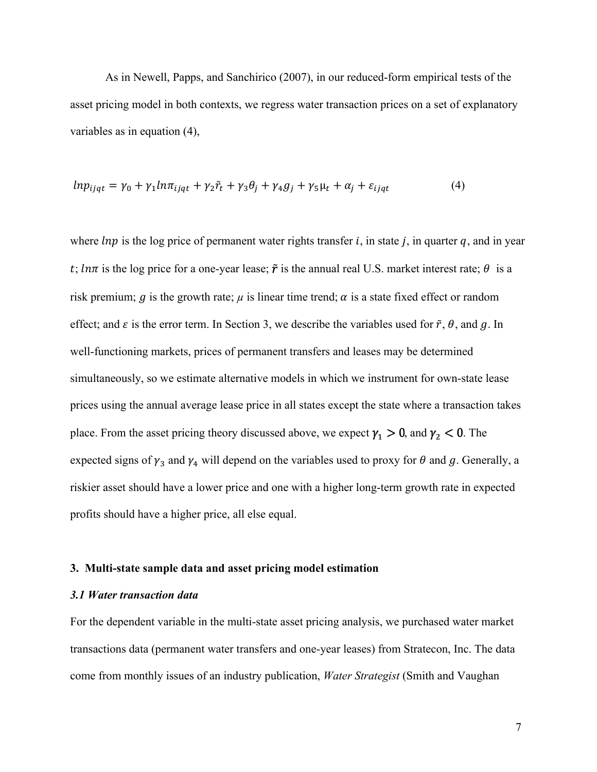As in Newell, Papps, and Sanchirico (2007), in our reduced-form empirical tests of the asset pricing model in both contexts, we regress water transaction prices on a set of explanatory variables as in equation (4),

$$lnp_{ijqt} = \gamma_0 + \gamma_1 ln\pi_{ijqt} + \gamma_2 \tilde{r}_t + \gamma_3 \theta_j + \gamma_4 g_j + \gamma_5 \mu_t + \alpha_j + \varepsilon_{ijqt} \quad (4)$$

where $lnp$ is the log price of permanent water rights transfer $i$, in state $j$, in quarter $q$, and in year $t$; $ln\pi$ is the log price for a one-year lease; $\tilde{r}$ is the annual real U.S. market interest rate; $\theta$ is a risk premium; $g$ is the growth rate; $\mu$ is linear time trend; $\alpha$ is a state fixed effect or random effect; and $\varepsilon$ is the error term. In Section 3, we describe the variables used for $\tilde{r}$, $\theta$, and $g$. In well-functioning markets, prices of permanent transfers and leases may be determined simultaneously, so we estimate alternative models in which we instrument for own-state lease prices using the annual average lease price in all states except the state where a transaction takes place. From the asset pricing theory discussed above, we expect $\gamma_1 > 0$, and $\gamma_2 < 0$. The expected signs of $\gamma_3$ and $\gamma_4$ will depend on the variables used to proxy for $\theta$ and $g$. Generally, a riskier asset should have a lower price and one with a higher long-term growth rate in expected profits should have a higher price, all else equal.

## 3. Multi-state sample data and asset pricing model estimation

### *3.1 Water transaction data*

For the dependent variable in the multi-state asset pricing analysis, we purchased water market transactions data (permanent water transfers and one-year leases) from Stratecon, Inc. The data come from monthly issues of an industry publication, *Water Strategist* (Smith and Vaughan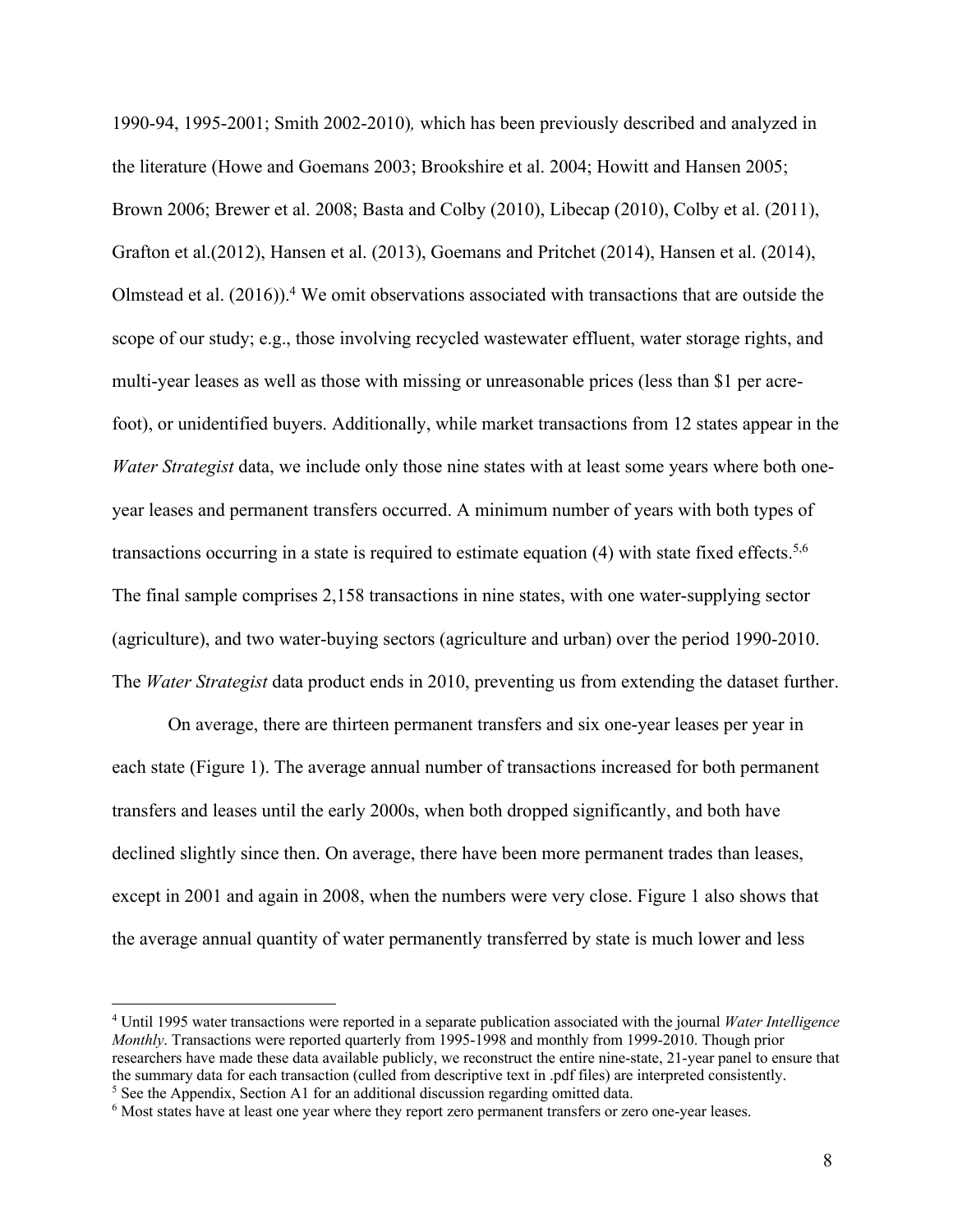1990-94, 1995-2001; Smith 2002-2010)*,* which has been previously described and analyzed in the literature (Howe and Goemans 2003; Brookshire et al. 2004; Howitt and Hansen 2005; Brown 2006; Brewer et al. 2008; Basta and Colby (2010), Libecap (2010), Colby et al. (2011), Grafton et al.(2012), Hansen et al. (2013), Goemans and Pritchet (2014), Hansen et al. (2014), Olmstead et al. (2016)).[4] We omit observations associated with transactions that are outside the scope of our study; e.g., those involving recycled wastewater effluent, water storage rights, and multi-year leases as well as those with missing or unreasonable prices (less than \$1 per acre-foot), or unidentified buyers. Additionally, while market transactions from 12 states appear in the *Water Strategist* data, we include only those nine states with at least some years where both one-year leases and permanent transfers occurred. A minimum number of years with both types of transactions occurring in a state is required to estimate equation (4) with state fixed effects.[5,6] The final sample comprises 2,158 transactions in nine states, with one water-supplying sector (agriculture), and two water-buying sectors (agriculture and urban) over the period 1990-2010. The *Water Strategist* data product ends in 2010, preventing us from extending the dataset further.

On average, there are thirteen permanent transfers and six one-year leases per year in each state (Figure 1). The average annual number of transactions increased for both permanent transfers and leases until the early 2000s, when both dropped significantly, and both have declined slightly since then. On average, there have been more permanent trades than leases, except in 2001 and again in 2008, when the numbers were very close. Figure 1 also shows that the average annual quantity of water permanently transferred by state is much lower and less

---

[4] Until 1995 water transactions were reported in a separate publication associated with the journal *Water Intelligence Monthly*. Transactions were reported quarterly from 1995-1998 and monthly from 1999-2010. Though prior researchers have made these data available publicly, we reconstruct the entire nine-state, 21-year panel to ensure that the summary data for each transaction (culled from descriptive text in .pdf files) are interpreted consistently.

[5] See the Appendix, Section A1 for an additional discussion regarding omitted data.

[6] Most states have at least one year where they report zero permanent transfers or zero one-year leases.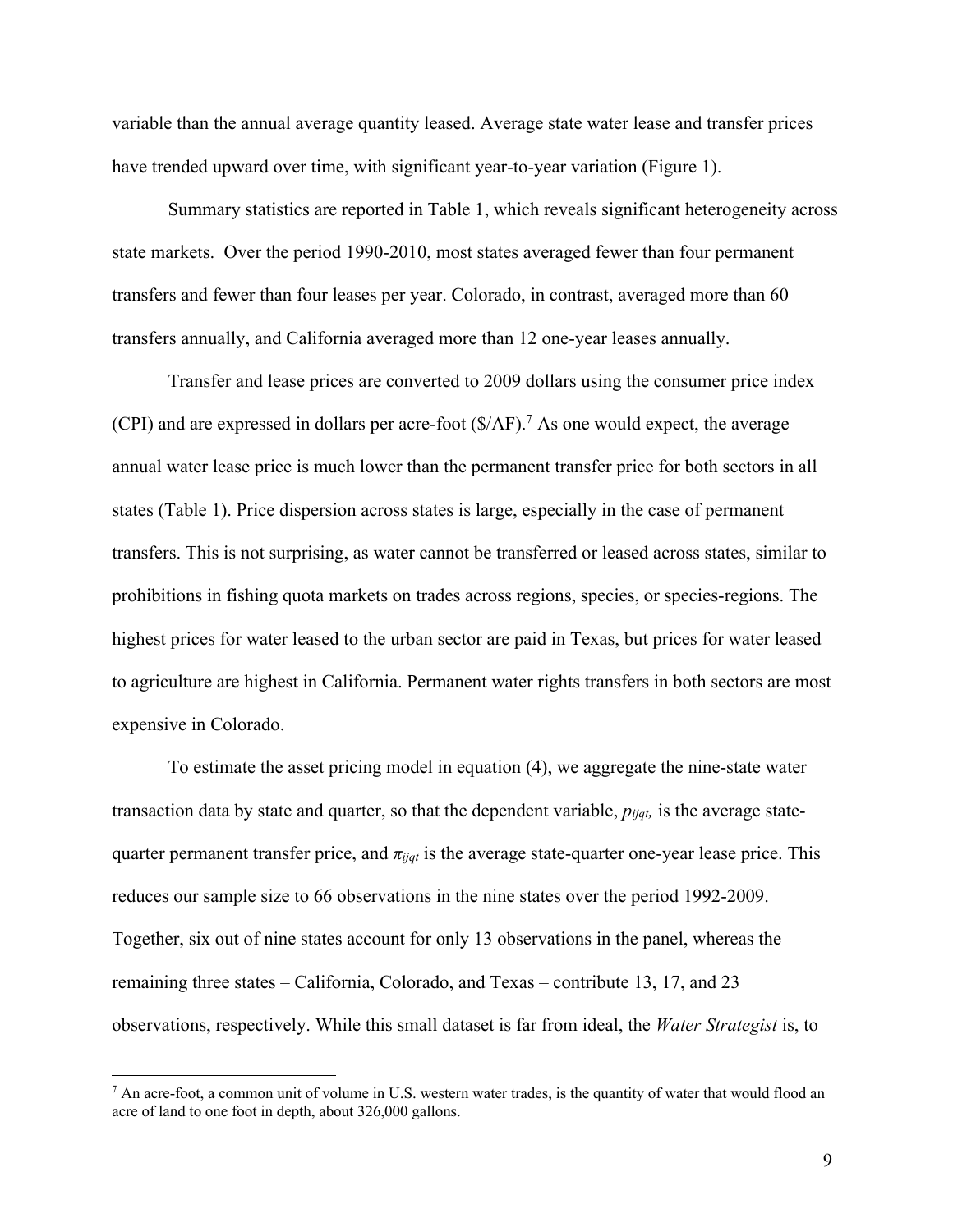variable than the annual average quantity leased. Average state water lease and transfer prices have trended upward over time, with significant year-to-year variation (Figure 1).

Summary statistics are reported in Table 1, which reveals significant heterogeneity across state markets. Over the period 1990-2010, most states averaged fewer than four permanent transfers and fewer than four leases per year. Colorado, in contrast, averaged more than 60 transfers annually, and California averaged more than 12 one-year leases annually.

Transfer and lease prices are converted to 2009 dollars using the consumer price index (CPI) and are expressed in dollars per acre-foot ($/AF).[7] As one would expect, the average annual water lease price is much lower than the permanent transfer price for both sectors in all states (Table 1). Price dispersion across states is large, especially in the case of permanent transfers. This is not surprising, as water cannot be transferred or leased across states, similar to prohibitions in fishing quota markets on trades across regions, species, or species-regions. The highest prices for water leased to the urban sector are paid in Texas, but prices for water leased to agriculture are highest in California. Permanent water rights transfers in both sectors are most expensive in Colorado.

To estimate the asset pricing model in equation (4), we aggregate the nine-state water transaction data by state and quarter, so that the dependent variable, $p_{ijqt}$, is the average state-quarter permanent transfer price, and $\pi_{ijqt}$ is the average state-quarter one-year lease price. This reduces our sample size to 66 observations in the nine states over the period 1992-2009. Together, six out of nine states account for only 13 observations in the panel, whereas the remaining three states – California, Colorado, and Texas – contribute 13, 17, and 23 observations, respectively. While this small dataset is far from ideal, the *Water Strategist* is, to

[7] An acre-foot, a common unit of volume in U.S. western water trades, is the quantity of water that would flood an acre of land to one foot in depth, about 326,000 gallons.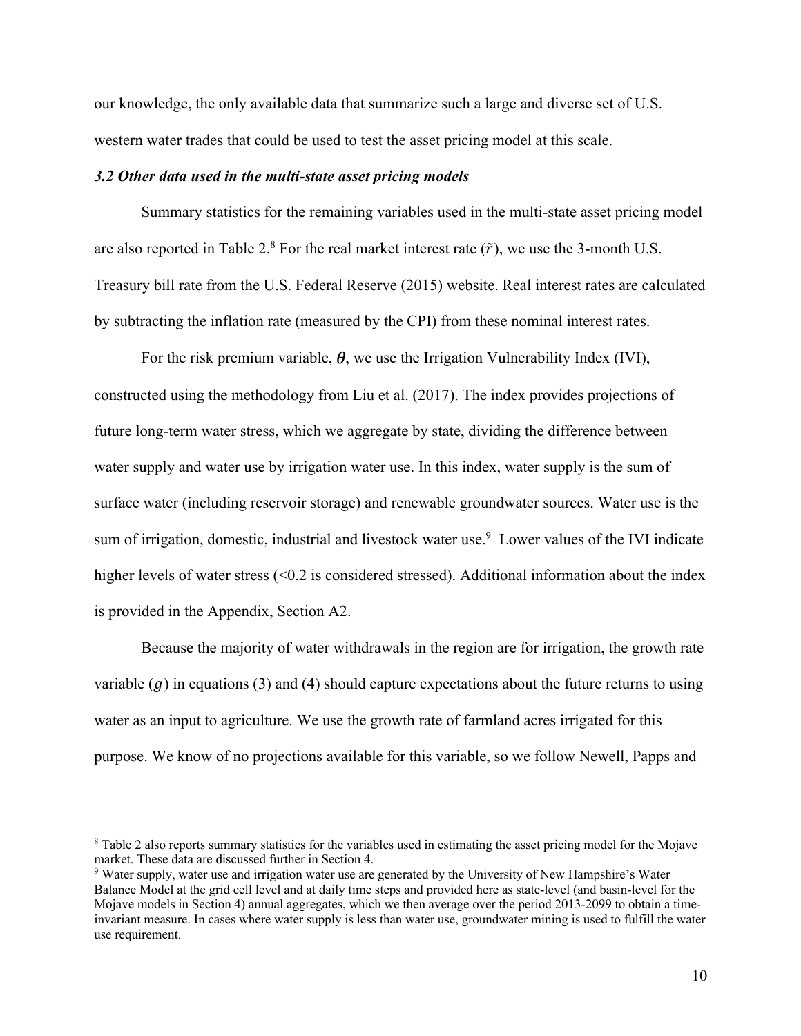our knowledge, the only available data that summarize such a large and diverse set of U.S. western water trades that could be used to test the asset pricing model at this scale.

### *3.2 Other data used in the multi-state asset pricing models*

Summary statistics for the remaining variables used in the multi-state asset pricing model are also reported in Table 2.[8] For the real market interest rate ($\tilde{r}$), we use the 3-month U.S. Treasury bill rate from the U.S. Federal Reserve (2015) website. Real interest rates are calculated by subtracting the inflation rate (measured by the CPI) from these nominal interest rates.

For the risk premium variable, $\theta$, we use the Irrigation Vulnerability Index (IVI), constructed using the methodology from Liu et al. (2017). The index provides projections of future long-term water stress, which we aggregate by state, dividing the difference between water supply and water use by irrigation water use. In this index, water supply is the sum of surface water (including reservoir storage) and renewable groundwater sources. Water use is the sum of irrigation, domestic, industrial and livestock water use.[9] Lower values of the IVI indicate higher levels of water stress (<0.2 is considered stressed). Additional information about the index is provided in the Appendix, Section A2.

Because the majority of water withdrawals in the region are for irrigation, the growth rate variable ($g$) in equations (3) and (4) should capture expectations about the future returns to using water as an input to agriculture. We use the growth rate of farmland acres irrigated for this purpose. We know of no projections available for this variable, so we follow Newell, Papps and

---

[8] Table 2 also reports summary statistics for the variables used in estimating the asset pricing model for the Mojave market. These data are discussed further in Section 4.

[9] Water supply, water use and irrigation water use are generated by the University of New Hampshire's Water Balance Model at the grid cell level and at daily time steps and provided here as state-level (and basin-level for the Mojave models in Section 4) annual aggregates, which we then average over the period 2013-2099 to obtain a time-invariant measure. In cases where water supply is less than water use, groundwater mining is used to fulfill the water use requirement.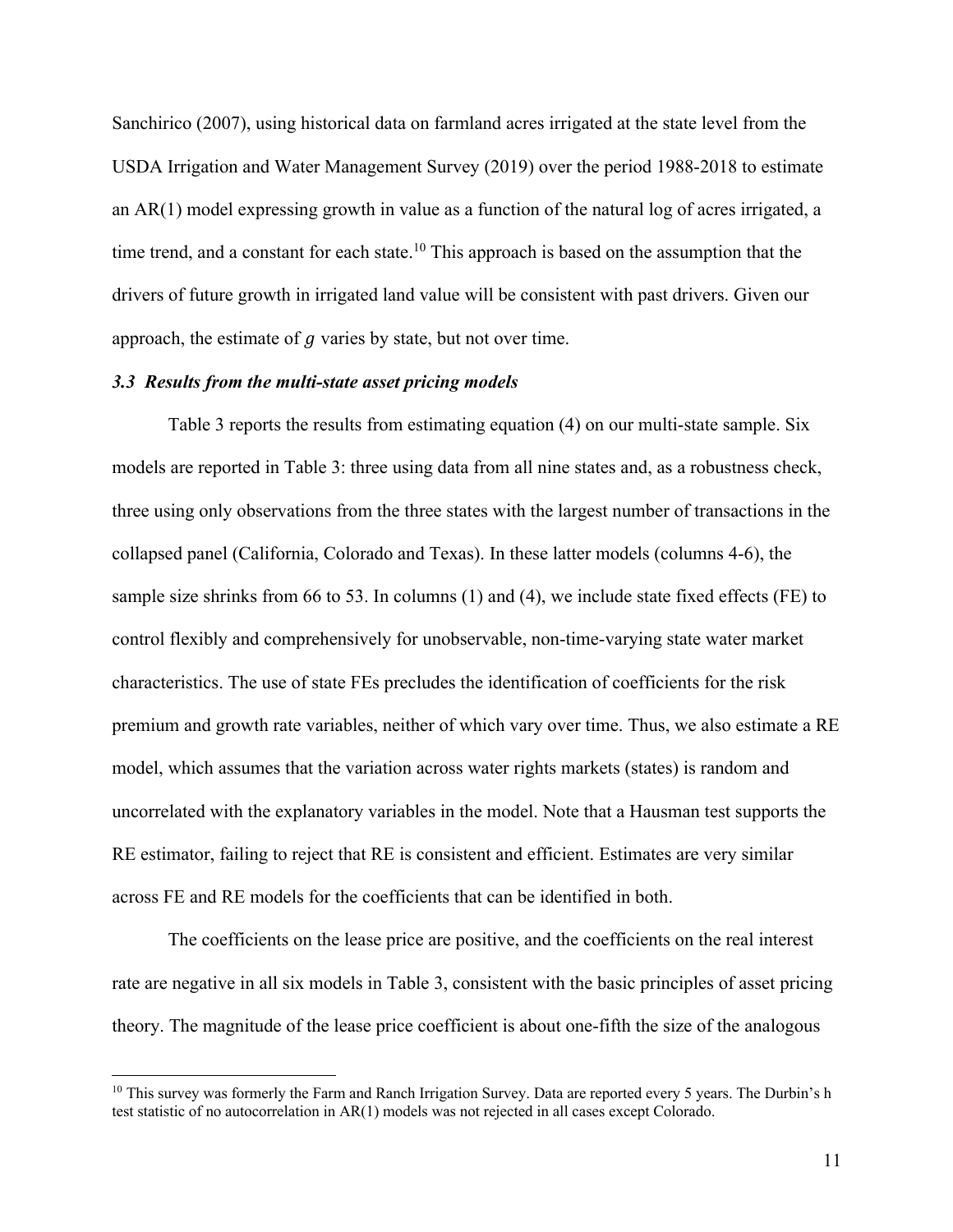Sanchirico (2007), using historical data on farmland acres irrigated at the state level from the USDA Irrigation and Water Management Survey (2019) over the period 1988-2018 to estimate an AR(1) model expressing growth in value as a function of the natural log of acres irrigated, a time trend, and a constant for each state.[10] This approach is based on the assumption that the drivers of future growth in irrigated land value will be consistent with past drivers. Given our approach, the estimate of $g$ varies by state, but not over time.

### *3.3 Results from the multi-state asset pricing models*

Table 3 reports the results from estimating equation (4) on our multi-state sample. Six models are reported in Table 3: three using data from all nine states and, as a robustness check, three using only observations from the three states with the largest number of transactions in the collapsed panel (California, Colorado and Texas). In these latter models (columns 4-6), the sample size shrinks from 66 to 53. In columns (1) and (4), we include state fixed effects (FE) to control flexibly and comprehensively for unobservable, non-time-varying state water market characteristics. The use of state FEs precludes the identification of coefficients for the risk premium and growth rate variables, neither of which vary over time. Thus, we also estimate a RE model, which assumes that the variation across water rights markets (states) is random and uncorrelated with the explanatory variables in the model. Note that a Hausman test supports the RE estimator, failing to reject that RE is consistent and efficient. Estimates are very similar across FE and RE models for the coefficients that can be identified in both.

The coefficients on the lease price are positive, and the coefficients on the real interest rate are negative in all six models in Table 3, consistent with the basic principles of asset pricing theory. The magnitude of the lease price coefficient is about one-fifth the size of the analogous

[10] This survey was formerly the Farm and Ranch Irrigation Survey. Data are reported every 5 years. The Durbin's h test statistic of no autocorrelation in AR(1) models was not rejected in all cases except Colorado.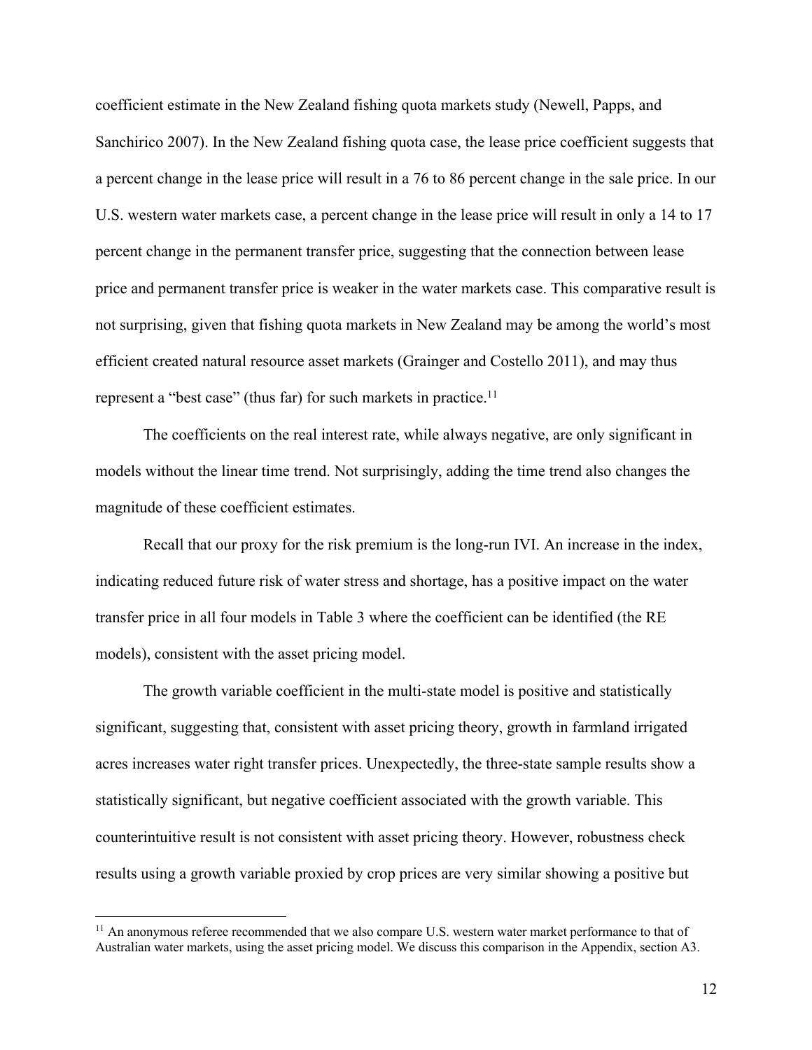coefficient estimate in the New Zealand fishing quota markets study (Newell, Papps, and Sanchirico 2007). In the New Zealand fishing quota case, the lease price coefficient suggests that a percent change in the lease price will result in a 76 to 86 percent change in the sale price. In our U.S. western water markets case, a percent change in the lease price will result in only a 14 to 17 percent change in the permanent transfer price, suggesting that the connection between lease price and permanent transfer price is weaker in the water markets case. This comparative result is not surprising, given that fishing quota markets in New Zealand may be among the world's most efficient created natural resource asset markets (Grainger and Costello 2011), and may thus represent a "best case" (thus far) for such markets in practice.[11]

The coefficients on the real interest rate, while always negative, are only significant in models without the linear time trend. Not surprisingly, adding the time trend also changes the magnitude of these coefficient estimates.

Recall that our proxy for the risk premium is the long-run IVI. An increase in the index, indicating reduced future risk of water stress and shortage, has a positive impact on the water transfer price in all four models in Table 3 where the coefficient can be identified (the RE models), consistent with the asset pricing model.

The growth variable coefficient in the multi-state model is positive and statistically significant, suggesting that, consistent with asset pricing theory, growth in farmland irrigated acres increases water right transfer prices. Unexpectedly, the three-state sample results show a statistically significant, but negative coefficient associated with the growth variable. This counterintuitive result is not consistent with asset pricing theory. However, robustness check results using a growth variable proxied by crop prices are very similar showing a positive but

[11] An anonymous referee recommended that we also compare U.S. western water market performance to that of Australian water markets, using the asset pricing model. We discuss this comparison in the Appendix, section A3.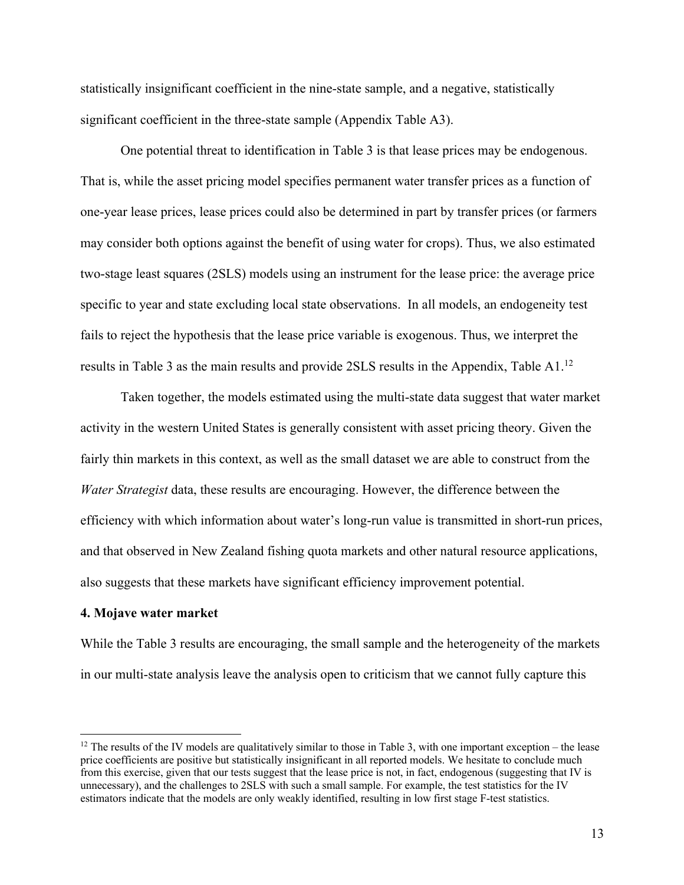statistically insignificant coefficient in the nine-state sample, and a negative, statistically significant coefficient in the three-state sample (Appendix Table A3).

One potential threat to identification in Table 3 is that lease prices may be endogenous. That is, while the asset pricing model specifies permanent water transfer prices as a function of one-year lease prices, lease prices could also be determined in part by transfer prices (or farmers may consider both options against the benefit of using water for crops). Thus, we also estimated two-stage least squares (2SLS) models using an instrument for the lease price: the average price specific to year and state excluding local state observations. In all models, an endogeneity test fails to reject the hypothesis that the lease price variable is exogenous. Thus, we interpret the results in Table 3 as the main results and provide 2SLS results in the Appendix, Table A1.[12]

Taken together, the models estimated using the multi-state data suggest that water market activity in the western United States is generally consistent with asset pricing theory. Given the fairly thin markets in this context, as well as the small dataset we are able to construct from the *Water Strategist* data, these results are encouraging. However, the difference between the efficiency with which information about water's long-run value is transmitted in short-run prices, and that observed in New Zealand fishing quota markets and other natural resource applications, also suggests that these markets have significant efficiency improvement potential.

## 4. Mojave water market

While the Table 3 results are encouraging, the small sample and the heterogeneity of the markets in our multi-state analysis leave the analysis open to criticism that we cannot fully capture this

---

[12] The results of the IV models are qualitatively similar to those in Table 3, with one important exception – the lease price coefficients are positive but statistically insignificant in all reported models. We hesitate to conclude much from this exercise, given that our tests suggest that the lease price is not, in fact, endogenous (suggesting that IV is unnecessary), and the challenges to 2SLS with such a small sample. For example, the test statistics for the IV estimators indicate that the models are only weakly identified, resulting in low first stage F-test statistics.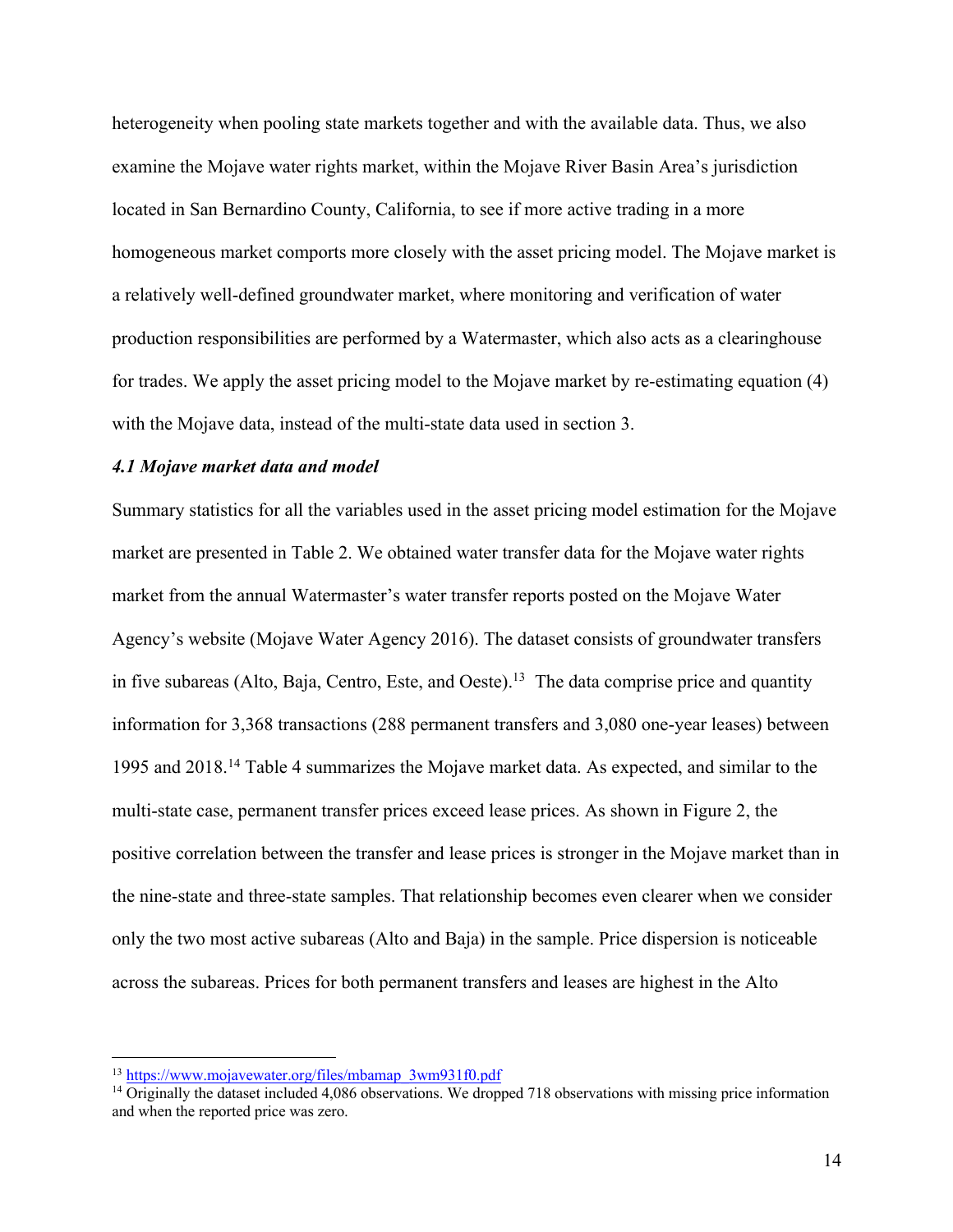heterogeneity when pooling state markets together and with the available data. Thus, we also examine the Mojave water rights market, within the Mojave River Basin Area's jurisdiction located in San Bernardino County, California, to see if more active trading in a more homogeneous market comports more closely with the asset pricing model. The Mojave market is a relatively well-defined groundwater market, where monitoring and verification of water production responsibilities are performed by a Watermaster, which also acts as a clearinghouse for trades. We apply the asset pricing model to the Mojave market by re-estimating equation (4) with the Mojave data, instead of the multi-state data used in section 3.

### *4.1 Mojave market data and model*

Summary statistics for all the variables used in the asset pricing model estimation for the Mojave market are presented in Table 2. We obtained water transfer data for the Mojave water rights market from the annual Watermaster's water transfer reports posted on the Mojave Water Agency's website (Mojave Water Agency 2016). The dataset consists of groundwater transfers in five subareas (Alto, Baja, Centro, Este, and Oeste).[13] The data comprise price and quantity information for 3,368 transactions (288 permanent transfers and 3,080 one-year leases) between 1995 and 2018.[14] Table 4 summarizes the Mojave market data. As expected, and similar to the multi-state case, permanent transfer prices exceed lease prices. As shown in Figure 2, the positive correlation between the transfer and lease prices is stronger in the Mojave market than in the nine-state and three-state samples. That relationship becomes even clearer when we consider only the two most active subareas (Alto and Baja) in the sample. Price dispersion is noticeable across the subareas. Prices for both permanent transfers and leases are highest in the Alto

---

[13] https://www.mojavewater.org/files/mbamap_3wm931f0.pdf

[14] Originally the dataset included 4,086 observations. We dropped 718 observations with missing price information and when the reported price was zero.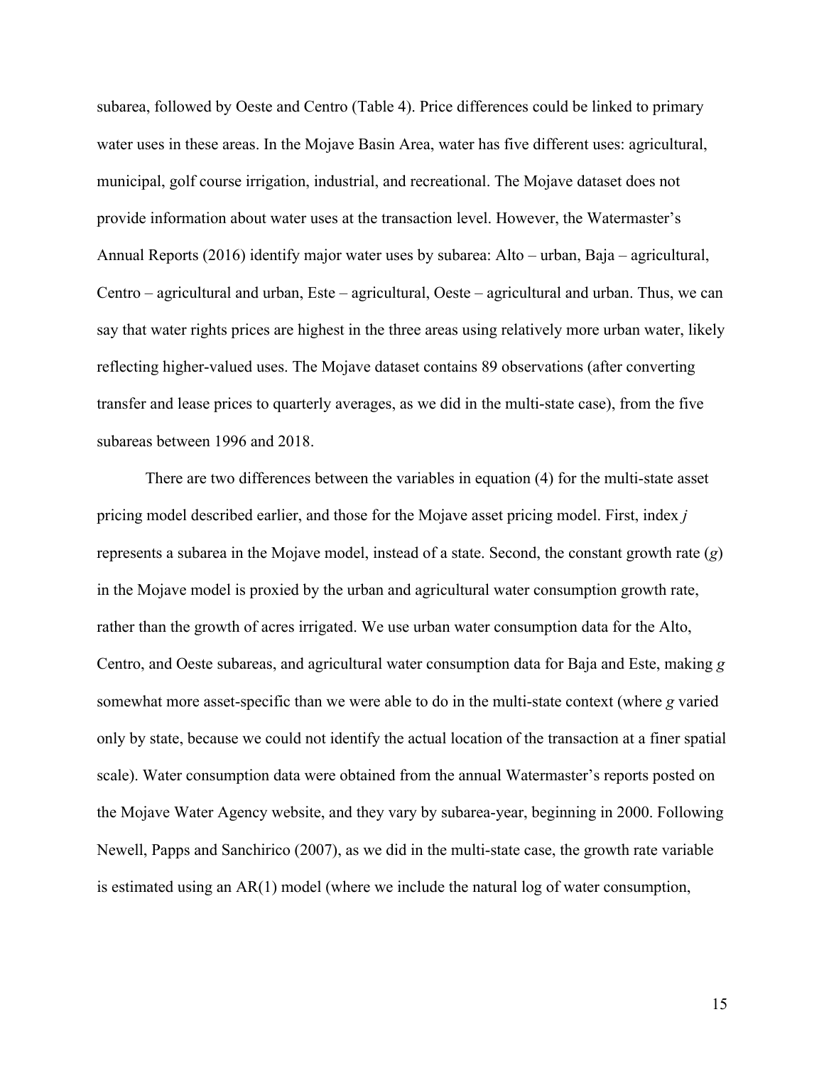subarea, followed by Oeste and Centro (Table 4). Price differences could be linked to primary water uses in these areas. In the Mojave Basin Area, water has five different uses: agricultural, municipal, golf course irrigation, industrial, and recreational. The Mojave dataset does not provide information about water uses at the transaction level. However, the Watermaster's Annual Reports (2016) identify major water uses by subarea: Alto – urban, Baja – agricultural, Centro – agricultural and urban, Este – agricultural, Oeste – agricultural and urban. Thus, we can say that water rights prices are highest in the three areas using relatively more urban water, likely reflecting higher-valued uses. The Mojave dataset contains 89 observations (after converting transfer and lease prices to quarterly averages, as we did in the multi-state case), from the five subareas between 1996 and 2018.

There are two differences between the variables in equation (4) for the multi-state asset pricing model described earlier, and those for the Mojave asset pricing model. First, index $j$ represents a subarea in the Mojave model, instead of a state. Second, the constant growth rate ($g$) in the Mojave model is proxied by the urban and agricultural water consumption growth rate, rather than the growth of acres irrigated. We use urban water consumption data for the Alto, Centro, and Oeste subareas, and agricultural water consumption data for Baja and Este, making $g$ somewhat more asset-specific than we were able to do in the multi-state context (where $g$ varied only by state, because we could not identify the actual location of the transaction at a finer spatial scale). Water consumption data were obtained from the annual Watermaster's reports posted on the Mojave Water Agency website, and they vary by subarea-year, beginning in 2000. Following Newell, Papps and Sanchirico (2007), as we did in the multi-state case, the growth rate variable is estimated using an AR(1) model (where we include the natural log of water consumption,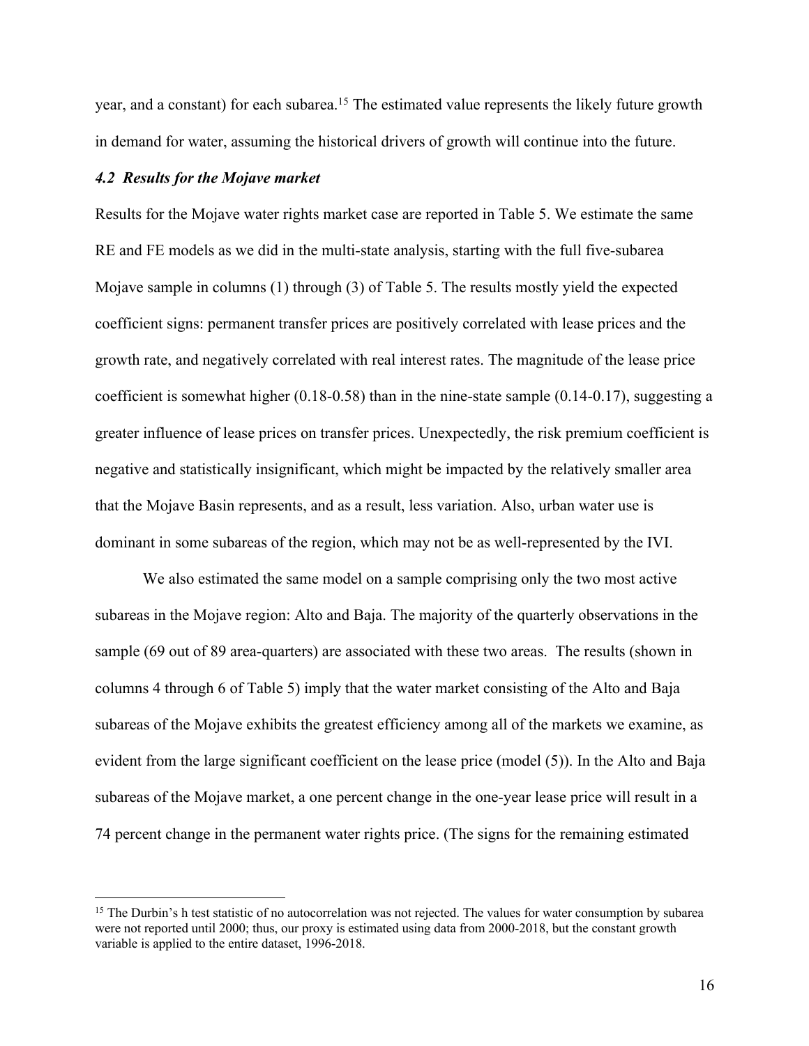year, and a constant) for each subarea.[15] The estimated value represents the likely future growth in demand for water, assuming the historical drivers of growth will continue into the future.

### *4.2 Results for the Mojave market*

Results for the Mojave water rights market case are reported in Table 5. We estimate the same RE and FE models as we did in the multi-state analysis, starting with the full five-subarea Mojave sample in columns (1) through (3) of Table 5. The results mostly yield the expected coefficient signs: permanent transfer prices are positively correlated with lease prices and the growth rate, and negatively correlated with real interest rates. The magnitude of the lease price coefficient is somewhat higher (0.18-0.58) than in the nine-state sample (0.14-0.17), suggesting a greater influence of lease prices on transfer prices. Unexpectedly, the risk premium coefficient is negative and statistically insignificant, which might be impacted by the relatively smaller area that the Mojave Basin represents, and as a result, less variation. Also, urban water use is dominant in some subareas of the region, which may not be as well-represented by the IVI.

We also estimated the same model on a sample comprising only the two most active subareas in the Mojave region: Alto and Baja. The majority of the quarterly observations in the sample (69 out of 89 area-quarters) are associated with these two areas. The results (shown in columns 4 through 6 of Table 5) imply that the water market consisting of the Alto and Baja subareas of the Mojave exhibits the greatest efficiency among all of the markets we examine, as evident from the large significant coefficient on the lease price (model (5)). In the Alto and Baja subareas of the Mojave market, a one percent change in the one-year lease price will result in a 74 percent change in the permanent water rights price. (The signs for the remaining estimated

[15] The Durbin's h test statistic of no autocorrelation was not rejected. The values for water consumption by subarea were not reported until 2000; thus, our proxy is estimated using data from 2000-2018, but the constant growth variable is applied to the entire dataset, 1996-2018.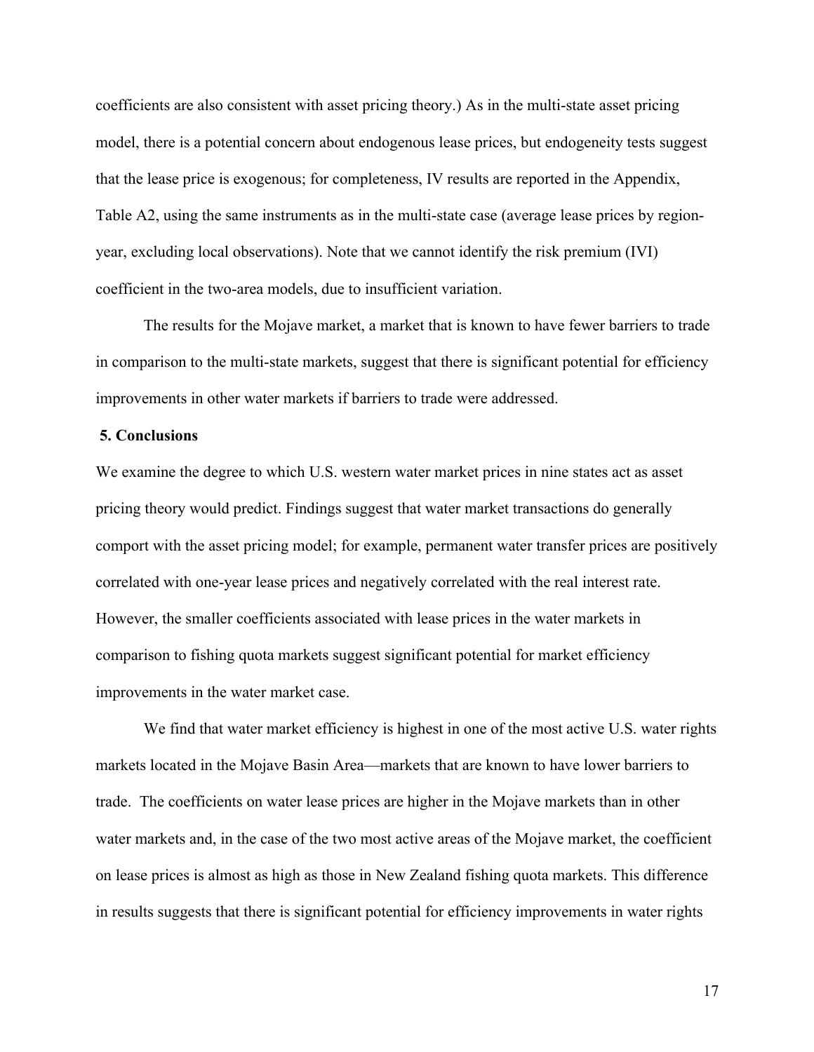coefficients are also consistent with asset pricing theory.) As in the multi-state asset pricing model, there is a potential concern about endogenous lease prices, but endogeneity tests suggest that the lease price is exogenous; for completeness, IV results are reported in the Appendix, Table A2, using the same instruments as in the multi-state case (average lease prices by region-year, excluding local observations). Note that we cannot identify the risk premium (IVI) coefficient in the two-area models, due to insufficient variation.

The results for the Mojave market, a market that is known to have fewer barriers to trade in comparison to the multi-state markets, suggest that there is significant potential for efficiency improvements in other water markets if barriers to trade were addressed.

## 5. Conclusions

We examine the degree to which U.S. western water market prices in nine states act as asset pricing theory would predict. Findings suggest that water market transactions do generally comport with the asset pricing model; for example, permanent water transfer prices are positively correlated with one-year lease prices and negatively correlated with the real interest rate. However, the smaller coefficients associated with lease prices in the water markets in comparison to fishing quota markets suggest significant potential for market efficiency improvements in the water market case.

We find that water market efficiency is highest in one of the most active U.S. water rights markets located in the Mojave Basin Area—markets that are known to have lower barriers to trade. The coefficients on water lease prices are higher in the Mojave markets than in other water markets and, in the case of the two most active areas of the Mojave market, the coefficient on lease prices is almost as high as those in New Zealand fishing quota markets. This difference in results suggests that there is significant potential for efficiency improvements in water rights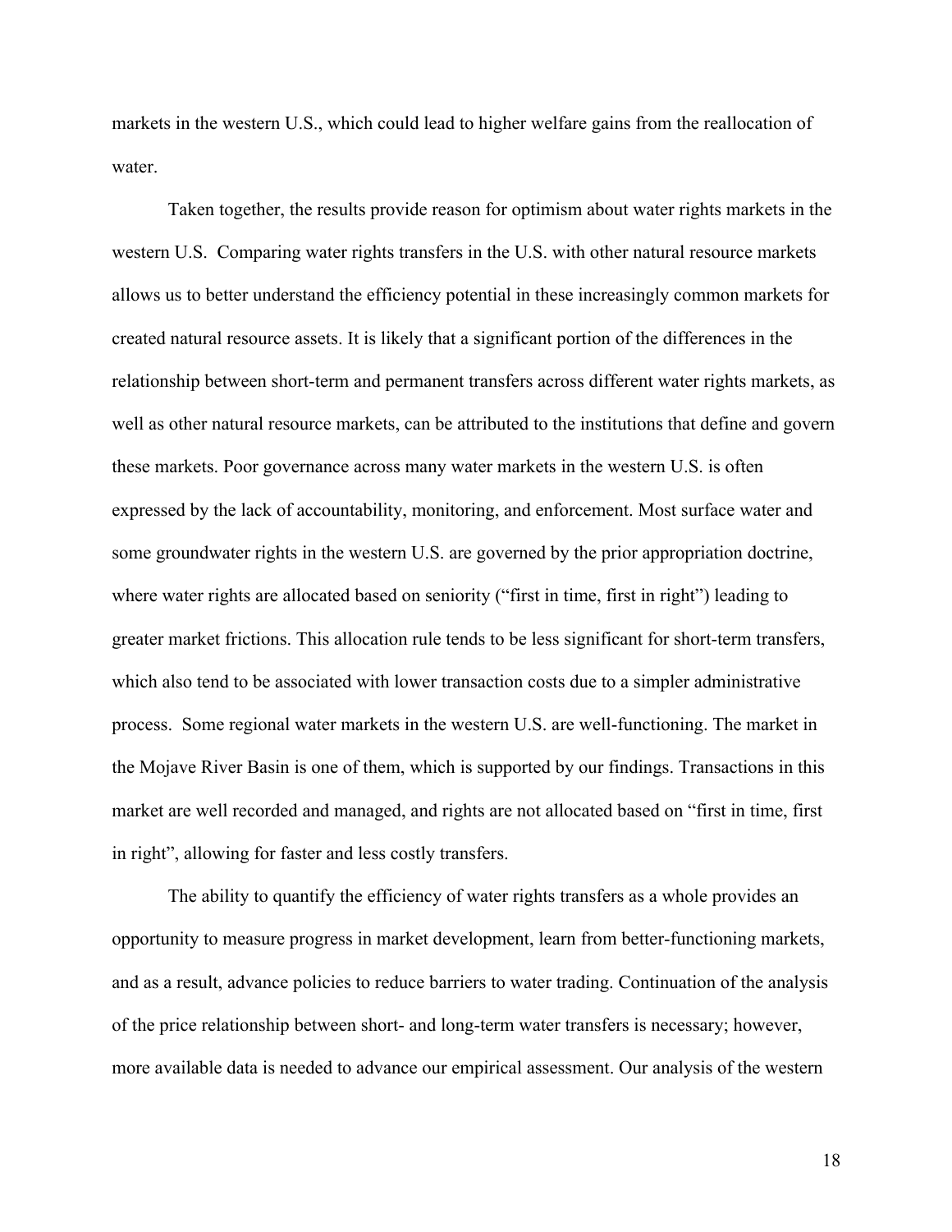markets in the western U.S., which could lead to higher welfare gains from the reallocation of water.

Taken together, the results provide reason for optimism about water rights markets in the western U.S. Comparing water rights transfers in the U.S. with other natural resource markets allows us to better understand the efficiency potential in these increasingly common markets for created natural resource assets. It is likely that a significant portion of the differences in the relationship between short-term and permanent transfers across different water rights markets, as well as other natural resource markets, can be attributed to the institutions that define and govern these markets. Poor governance across many water markets in the western U.S. is often expressed by the lack of accountability, monitoring, and enforcement. Most surface water and some groundwater rights in the western U.S. are governed by the prior appropriation doctrine, where water rights are allocated based on seniority ("first in time, first in right") leading to greater market frictions. This allocation rule tends to be less significant for short-term transfers, which also tend to be associated with lower transaction costs due to a simpler administrative process. Some regional water markets in the western U.S. are well-functioning. The market in the Mojave River Basin is one of them, which is supported by our findings. Transactions in this market are well recorded and managed, and rights are not allocated based on "first in time, first in right", allowing for faster and less costly transfers.

The ability to quantify the efficiency of water rights transfers as a whole provides an opportunity to measure progress in market development, learn from better-functioning markets, and as a result, advance policies to reduce barriers to water trading. Continuation of the analysis of the price relationship between short- and long-term water transfers is necessary; however, more available data is needed to advance our empirical assessment. Our analysis of the western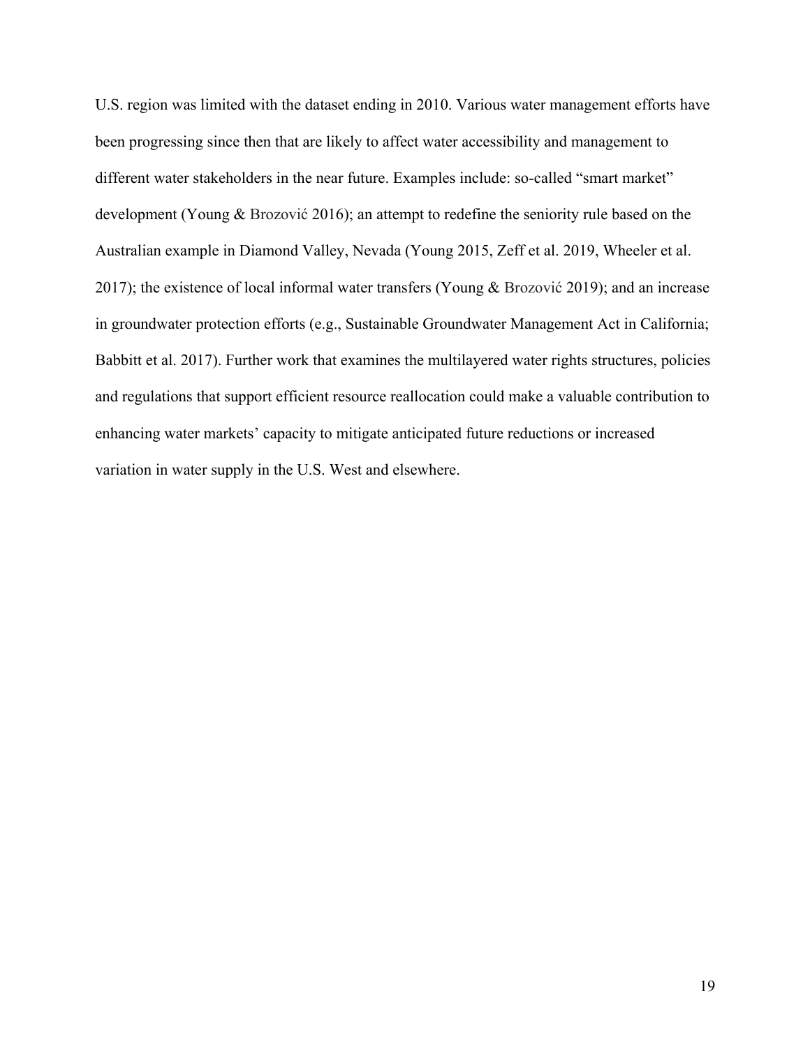U.S. region was limited with the dataset ending in 2010. Various water management efforts have been progressing since then that are likely to affect water accessibility and management to different water stakeholders in the near future. Examples include: so-called "smart market" development (Young & Brozović 2016); an attempt to redefine the seniority rule based on the Australian example in Diamond Valley, Nevada (Young 2015, Zeff et al. 2019, Wheeler et al. 2017); the existence of local informal water transfers (Young & Brozović 2019); and an increase in groundwater protection efforts (e.g., Sustainable Groundwater Management Act in California; Babbitt et al. 2017). Further work that examines the multilayered water rights structures, policies and regulations that support efficient resource reallocation could make a valuable contribution to enhancing water markets' capacity to mitigate anticipated future reductions or increased variation in water supply in the U.S. West and elsewhere.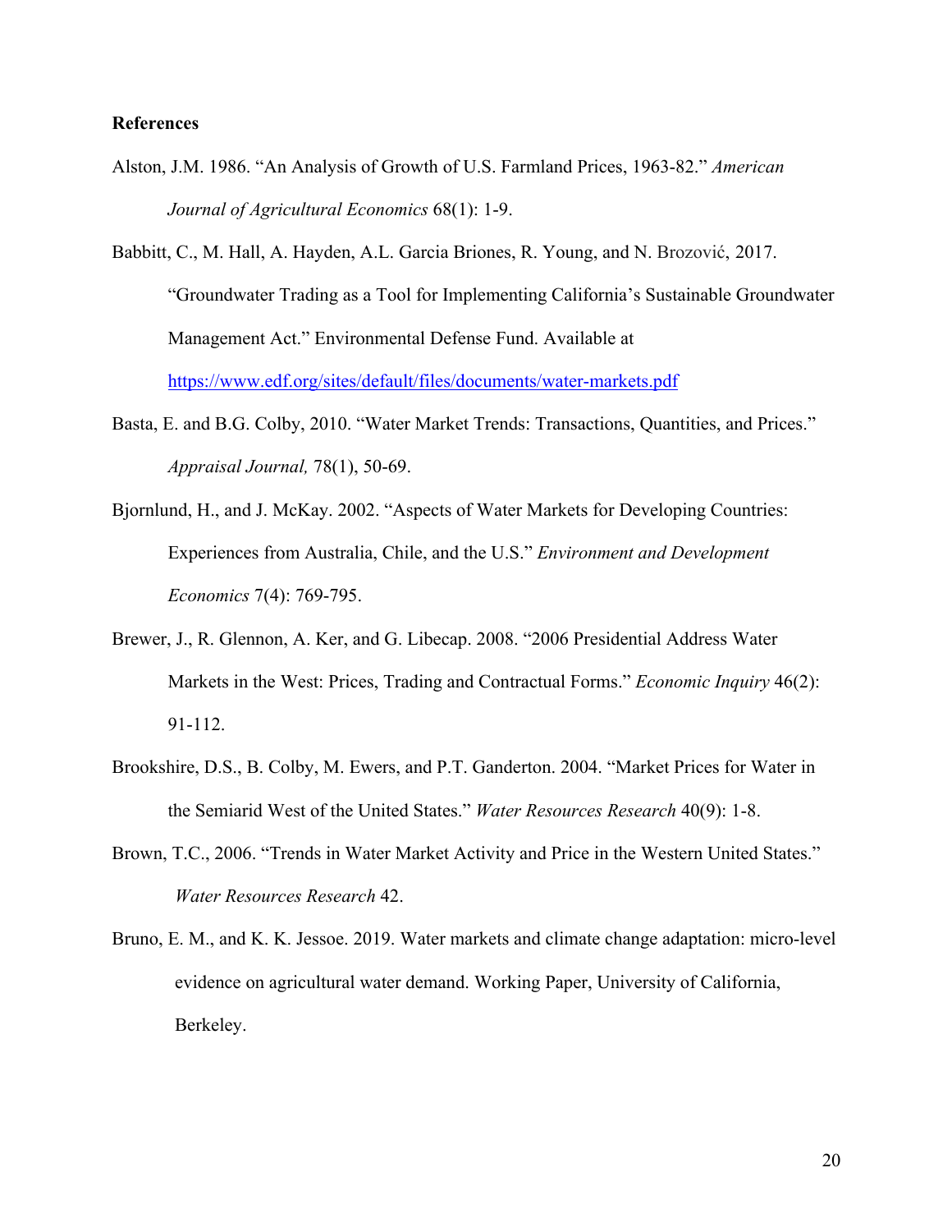## References

Alston, J.M. 1986. "An Analysis of Growth of U.S. Farmland Prices, 1963-82." *American Journal of Agricultural Economics* 68(1): 1-9.

Babbitt, C., M. Hall, A. Hayden, A.L. Garcia Briones, R. Young, and N. Brozović, 2017. "Groundwater Trading as a Tool for Implementing California's Sustainable Groundwater Management Act." Environmental Defense Fund. Available at https://www.edf.org/sites/default/files/documents/water-markets.pdf

Basta, E. and B.G. Colby, 2010. "Water Market Trends: Transactions, Quantities, and Prices." *Appraisal Journal,* 78(1), 50-69.

Bjornlund, H., and J. McKay. 2002. "Aspects of Water Markets for Developing Countries: Experiences from Australia, Chile, and the U.S." *Environment and Development Economics* 7(4): 769-795.

Brewer, J., R. Glennon, A. Ker, and G. Libecap. 2008. "2006 Presidential Address Water Markets in the West: Prices, Trading and Contractual Forms." *Economic Inquiry* 46(2): 91-112.

Brookshire, D.S., B. Colby, M. Ewers, and P.T. Ganderton. 2004. "Market Prices for Water in the Semiarid West of the United States." *Water Resources Research* 40(9): 1-8.

Brown, T.C., 2006. "Trends in Water Market Activity and Price in the Western United States." *Water Resources Research* 42.

Bruno, E. M., and K. K. Jessoe. 2019. Water markets and climate change adaptation: micro-level evidence on agricultural water demand. Working Paper, University of California, Berkeley.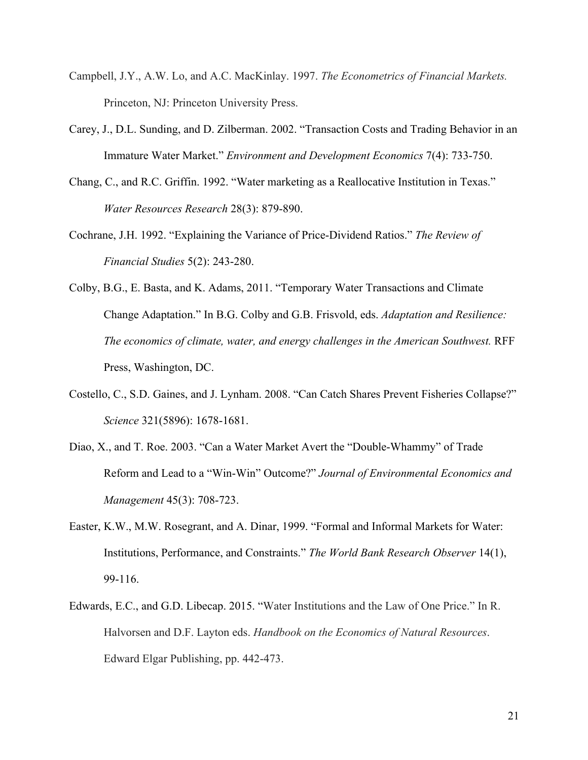Campbell, J.Y., A.W. Lo, and A.C. MacKinlay. 1997. *The Econometrics of Financial Markets.* Princeton, NJ: Princeton University Press.

Carey, J., D.L. Sunding, and D. Zilberman. 2002. "Transaction Costs and Trading Behavior in an Immature Water Market." *Environment and Development Economics* 7(4): 733-750.

Chang, C., and R.C. Griffin. 1992. "Water marketing as a Reallocative Institution in Texas." *Water Resources Research* 28(3): 879-890.

Cochrane, J.H. 1992. "Explaining the Variance of Price-Dividend Ratios." *The Review of Financial Studies* 5(2): 243-280.

Colby, B.G., E. Basta, and K. Adams, 2011. "Temporary Water Transactions and Climate Change Adaptation." In B.G. Colby and G.B. Frisvold, eds. *Adaptation and Resilience: The economics of climate, water, and energy challenges in the American Southwest.* RFF Press, Washington, DC.

Costello, C., S.D. Gaines, and J. Lynham. 2008. "Can Catch Shares Prevent Fisheries Collapse?" *Science* 321(5896): 1678-1681.

Diao, X., and T. Roe. 2003. "Can a Water Market Avert the "Double-Whammy" of Trade Reform and Lead to a "Win-Win" Outcome?" *Journal of Environmental Economics and Management* 45(3): 708-723.

Easter, K.W., M.W. Rosegrant, and A. Dinar, 1999. "Formal and Informal Markets for Water: Institutions, Performance, and Constraints." *The World Bank Research Observer* 14(1), 99-116.

Edwards, E.C., and G.D. Libecap. 2015. "Water Institutions and the Law of One Price." In R. Halvorsen and D.F. Layton eds. *Handbook on the Economics of Natural Resources*. Edward Elgar Publishing, pp. 442-473.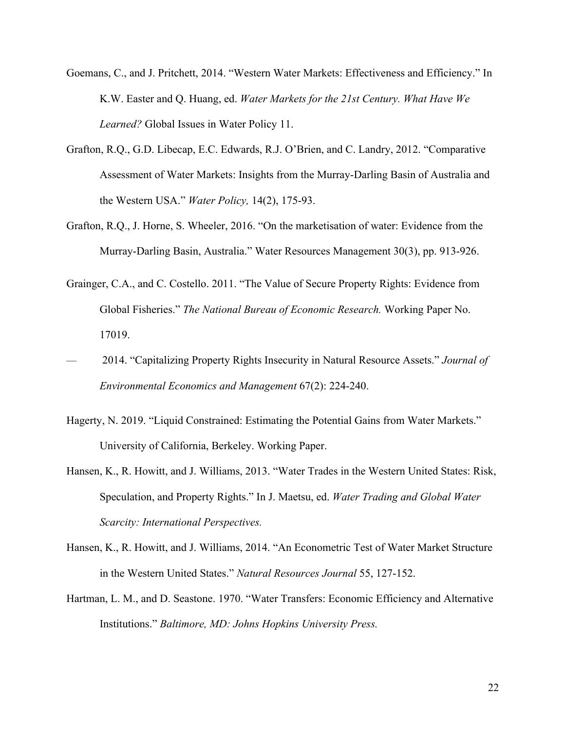Goemans, C., and J. Pritchett, 2014. “Western Water Markets: Effectiveness and Efficiency.” In K.W. Easter and Q. Huang, ed. *Water Markets for the 21st Century. What Have We Learned?* Global Issues in Water Policy 11.

Grafton, R.Q., G.D. Libecap, E.C. Edwards, R.J. O’Brien, and C. Landry, 2012. “Comparative Assessment of Water Markets: Insights from the Murray-Darling Basin of Australia and the Western USA.” *Water Policy,* 14(2), 175-93.

Grafton, R.Q., J. Horne, S. Wheeler, 2016. “On the marketisation of water: Evidence from the Murray-Darling Basin, Australia.” Water Resources Management 30(3), pp. 913-926.

Grainger, C.A., and C. Costello. 2011. “The Value of Secure Property Rights: Evidence from Global Fisheries.” *The National Bureau of Economic Research.* Working Paper No. 17019.

— 2014. “Capitalizing Property Rights Insecurity in Natural Resource Assets.” *Journal of Environmental Economics and Management* 67(2): 224-240.

Hagerty, N. 2019. “Liquid Constrained: Estimating the Potential Gains from Water Markets.” University of California, Berkeley. Working Paper.

Hansen, K., R. Howitt, and J. Williams, 2013. “Water Trades in the Western United States: Risk, Speculation, and Property Rights.” In J. Maetsu, ed. *Water Trading and Global Water Scarcity: International Perspectives.*

Hansen, K., R. Howitt, and J. Williams, 2014. “An Econometric Test of Water Market Structure in the Western United States.” *Natural Resources Journal* 55, 127-152.

Hartman, L. M., and D. Seastone. 1970. “Water Transfers: Economic Efficiency and Alternative Institutions.” *Baltimore, MD: Johns Hopkins University Press.*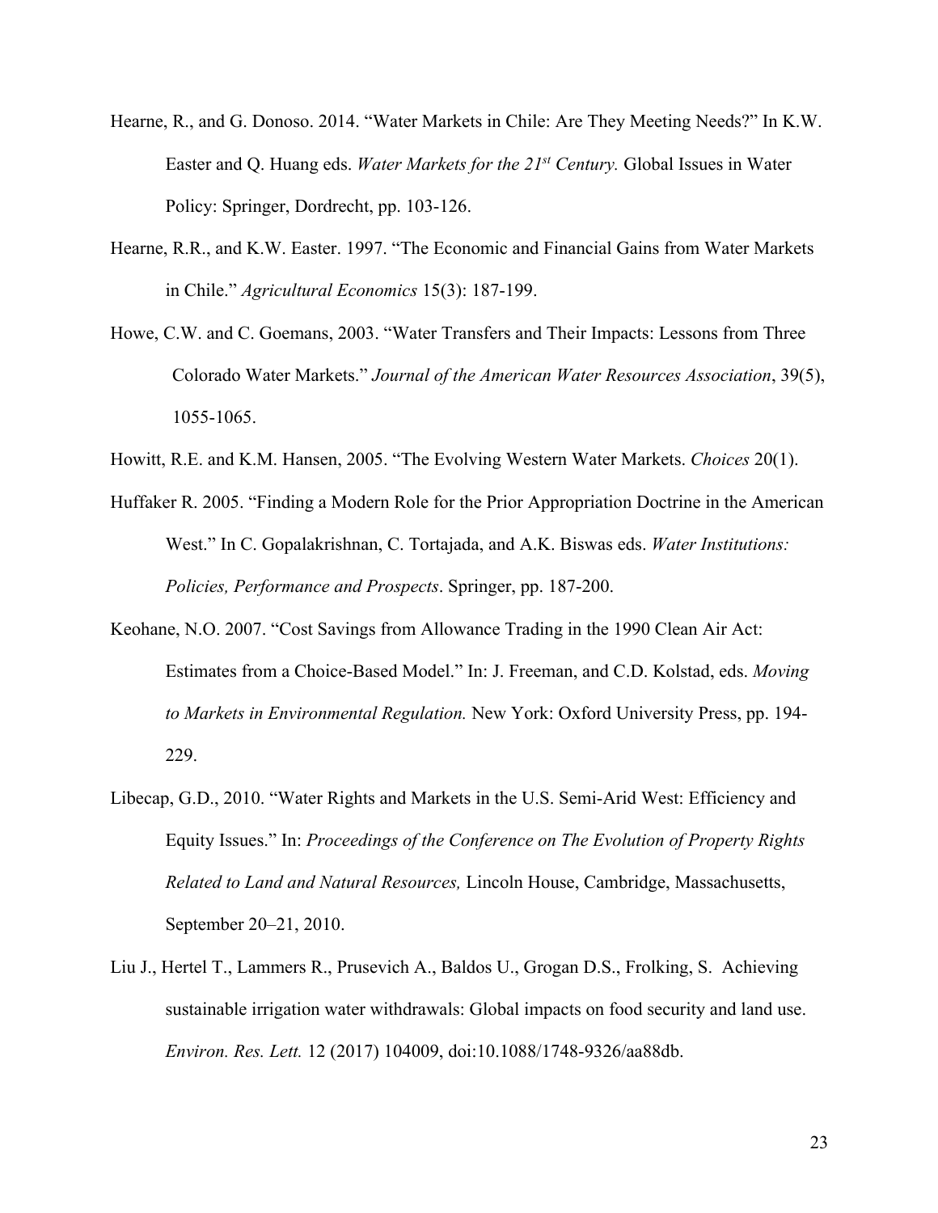Hearne, R., and G. Donoso. 2014. "Water Markets in Chile: Are They Meeting Needs?" In K.W. Easter and Q. Huang eds. *Water Markets for the 21st Century.* Global Issues in Water Policy: Springer, Dordrecht, pp. 103-126.

Hearne, R.R., and K.W. Easter. 1997. "The Economic and Financial Gains from Water Markets in Chile." *Agricultural Economics* 15(3): 187-199.

Howe, C.W. and C. Goemans, 2003. "Water Transfers and Their Impacts: Lessons from Three Colorado Water Markets." *Journal of the American Water Resources Association*, 39(5), 1055-1065.

Howitt, R.E. and K.M. Hansen, 2005. "The Evolving Western Water Markets. *Choices* 20(1).

Huffaker R. 2005. "Finding a Modern Role for the Prior Appropriation Doctrine in the American West." In C. Gopalakrishnan, C. Tortajada, and A.K. Biswas eds. *Water Institutions: Policies, Performance and Prospects*. Springer, pp. 187-200.

Keohane, N.O. 2007. "Cost Savings from Allowance Trading in the 1990 Clean Air Act: Estimates from a Choice-Based Model." In: J. Freeman, and C.D. Kolstad, eds. *Moving to Markets in Environmental Regulation.* New York: Oxford University Press, pp. 194-229.

Libecap, G.D., 2010. "Water Rights and Markets in the U.S. Semi-Arid West: Efficiency and Equity Issues." In: *Proceedings of the Conference on The Evolution of Property Rights Related to Land and Natural Resources,* Lincoln House, Cambridge, Massachusetts, September 20–21, 2010.

Liu J., Hertel T., Lammers R., Prusevich A., Baldos U., Grogan D.S., Frolking, S. Achieving sustainable irrigation water withdrawals: Global impacts on food security and land use. *Environ. Res. Lett.* 12 (2017) 104009, doi:10.1088/1748-9326/aa88db.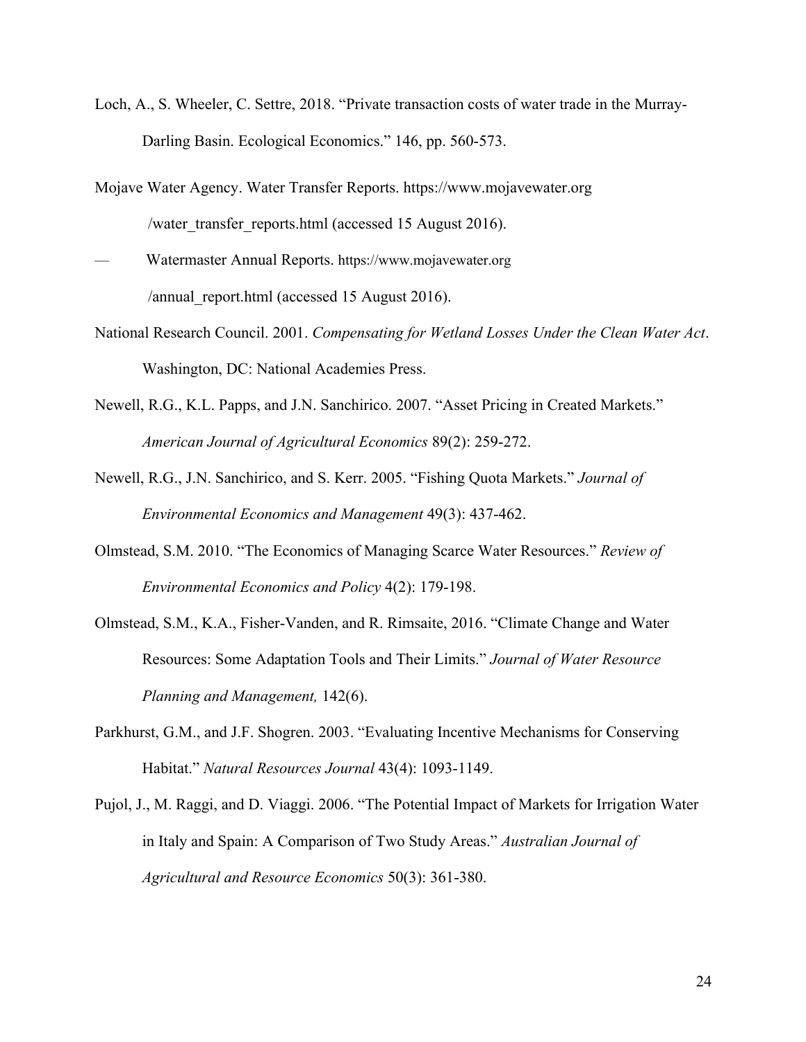Loch, A., S. Wheeler, C. Settre, 2018. "Private transaction costs of water trade in the Murray-Darling Basin. Ecological Economics." 146, pp. 560-573.

Mojave Water Agency. Water Transfer Reports. https://www.mojavewater.org /water_transfer_reports.html (accessed 15 August 2016).

— Watermaster Annual Reports. https://www.mojavewater.org /annual_report.html (accessed 15 August 2016).

National Research Council. 2001. *Compensating for Wetland Losses Under the Clean Water Act*. Washington, DC: National Academies Press.

Newell, R.G., K.L. Papps, and J.N. Sanchirico. 2007. "Asset Pricing in Created Markets." *American Journal of Agricultural Economics* 89(2): 259-272.

Newell, R.G., J.N. Sanchirico, and S. Kerr. 2005. "Fishing Quota Markets." *Journal of Environmental Economics and Management* 49(3): 437-462.

Olmstead, S.M. 2010. "The Economics of Managing Scarce Water Resources." *Review of Environmental Economics and Policy* 4(2): 179-198.

Olmstead, S.M., K.A., Fisher-Vanden, and R. Rimsaite, 2016. "Climate Change and Water Resources: Some Adaptation Tools and Their Limits." *Journal of Water Resource Planning and Management,* 142(6).

Parkhurst, G.M., and J.F. Shogren. 2003. "Evaluating Incentive Mechanisms for Conserving Habitat." *Natural Resources Journal* 43(4): 1093-1149.

Pujol, J., M. Raggi, and D. Viaggi. 2006. "The Potential Impact of Markets for Irrigation Water in Italy and Spain: A Comparison of Two Study Areas." *Australian Journal of Agricultural and Resource Economics* 50(3): 361-380.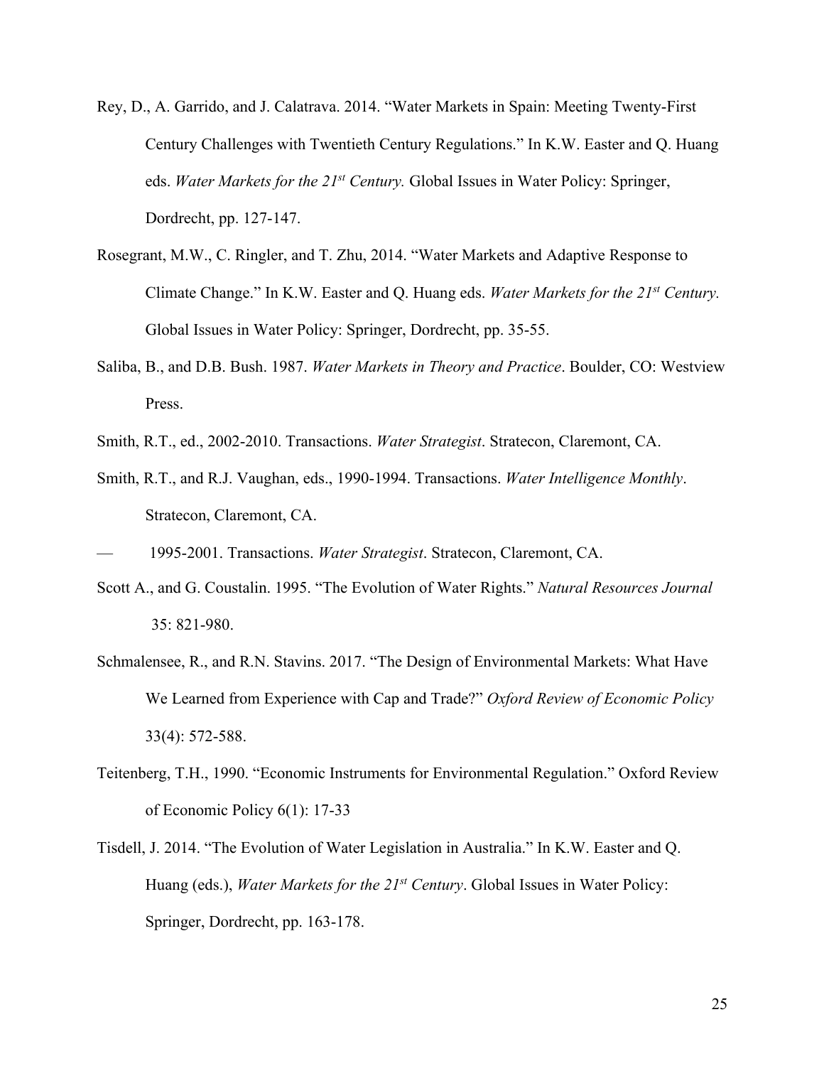Rey, D., A. Garrido, and J. Calatrava. 2014. "Water Markets in Spain: Meeting Twenty-First Century Challenges with Twentieth Century Regulations." In K.W. Easter and Q. Huang eds. *Water Markets for the 21st Century.* Global Issues in Water Policy: Springer, Dordrecht, pp. 127-147.

Rosegrant, M.W., C. Ringler, and T. Zhu, 2014. "Water Markets and Adaptive Response to Climate Change." In K.W. Easter and Q. Huang eds. *Water Markets for the 21st Century.* Global Issues in Water Policy: Springer, Dordrecht, pp. 35-55.

Saliba, B., and D.B. Bush. 1987. *Water Markets in Theory and Practice*. Boulder, CO: Westview Press.

Smith, R.T., ed., 2002-2010. Transactions. *Water Strategist*. Stratecon, Claremont, CA.

Smith, R.T., and R.J. Vaughan, eds., 1990-1994. Transactions. *Water Intelligence Monthly*. Stratecon, Claremont, CA.

— 1995-2001. Transactions. *Water Strategist*. Stratecon, Claremont, CA.

Scott A., and G. Coustalin. 1995. "The Evolution of Water Rights." *Natural Resources Journal* 35: 821-980.

Schmalensee, R., and R.N. Stavins. 2017. "The Design of Environmental Markets: What Have We Learned from Experience with Cap and Trade?" *Oxford Review of Economic Policy* 33(4): 572-588.

Teitenberg, T.H., 1990. "Economic Instruments for Environmental Regulation." Oxford Review of Economic Policy 6(1): 17-33

Tisdell, J. 2014. "The Evolution of Water Legislation in Australia." In K.W. Easter and Q. Huang (eds.), *Water Markets for the 21st Century*. Global Issues in Water Policy: Springer, Dordrecht, pp. 163-178.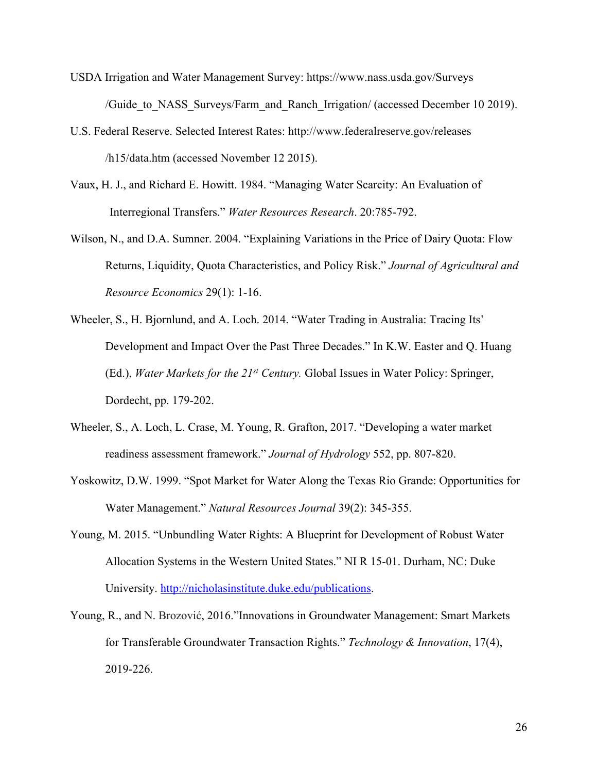USDA Irrigation and Water Management Survey: https://www.nass.usda.gov/Surveys/Guide_to_NASS_Surveys/Farm_and_Ranch_Irrigation/ (accessed December 10 2019).

U.S. Federal Reserve. Selected Interest Rates: http://www.federalreserve.gov/releases/h15/data.htm (accessed November 12 2015).

Vaux, H. J., and Richard E. Howitt. 1984. "Managing Water Scarcity: An Evaluation of Interregional Transfers." *Water Resources Research*. 20:785-792.

Wilson, N., and D.A. Sumner. 2004. "Explaining Variations in the Price of Dairy Quota: Flow Returns, Liquidity, Quota Characteristics, and Policy Risk." *Journal of Agricultural and Resource Economics* 29(1): 1-16.

Wheeler, S., H. Bjornlund, and A. Loch. 2014. "Water Trading in Australia: Tracing Its' Development and Impact Over the Past Three Decades." In K.W. Easter and Q. Huang (Ed.), *Water Markets for the 21st Century.* Global Issues in Water Policy: Springer, Dordecht, pp. 179-202.

Wheeler, S., A. Loch, L. Crase, M. Young, R. Grafton, 2017. "Developing a water market readiness assessment framework." *Journal of Hydrology* 552, pp. 807-820.

Yoskowitz, D.W. 1999. "Spot Market for Water Along the Texas Rio Grande: Opportunities for Water Management." *Natural Resources Journal* 39(2): 345-355.

Young, M. 2015. "Unbundling Water Rights: A Blueprint for Development of Robust Water Allocation Systems in the Western United States." NI R 15-01. Durham, NC: Duke University. http://nicholasinstitute.duke.edu/publications.

Young, R., and N. Brozović, 2016."Innovations in Groundwater Management: Smart Markets for Transferable Groundwater Transaction Rights." *Technology & Innovation*, 17(4), 2019-226.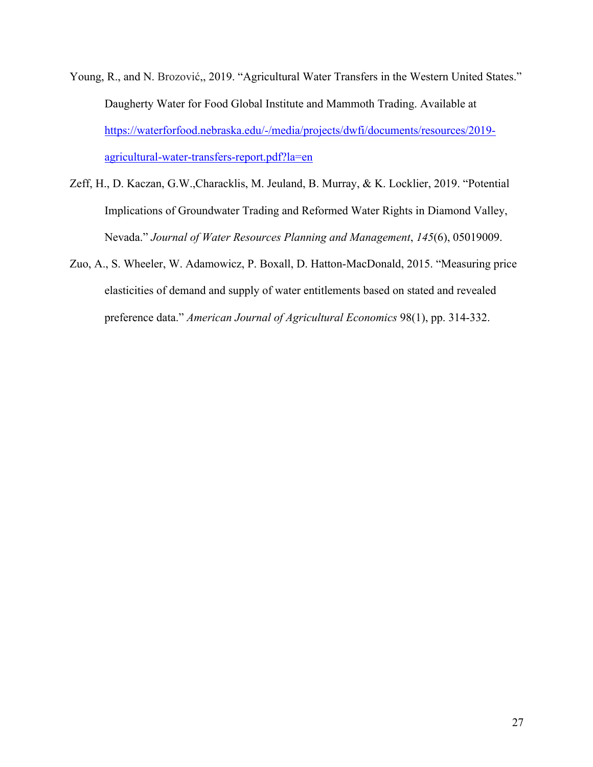Young, R., and N. Brozović,, 2019. "Agricultural Water Transfers in the Western United States." Daugherty Water for Food Global Institute and Mammoth Trading. Available at https://waterforfood.nebraska.edu/-/media/projects/dwfi/documents/resources/2019-agricultural-water-transfers-report.pdf?la=en

Zeff, H., D. Kaczan, G.W.,Characklis, M. Jeuland, B. Murray, & K. Locklier, 2019. "Potential Implications of Groundwater Trading and Reformed Water Rights in Diamond Valley, Nevada." *Journal of Water Resources Planning and Management*, *145*(6), 05019009.

Zuo, A., S. Wheeler, W. Adamowicz, P. Boxall, D. Hatton-MacDonald, 2015. "Measuring price elasticities of demand and supply of water entitlements based on stated and revealed preference data." *American Journal of Agricultural Economics* 98(1), pp. 314-332.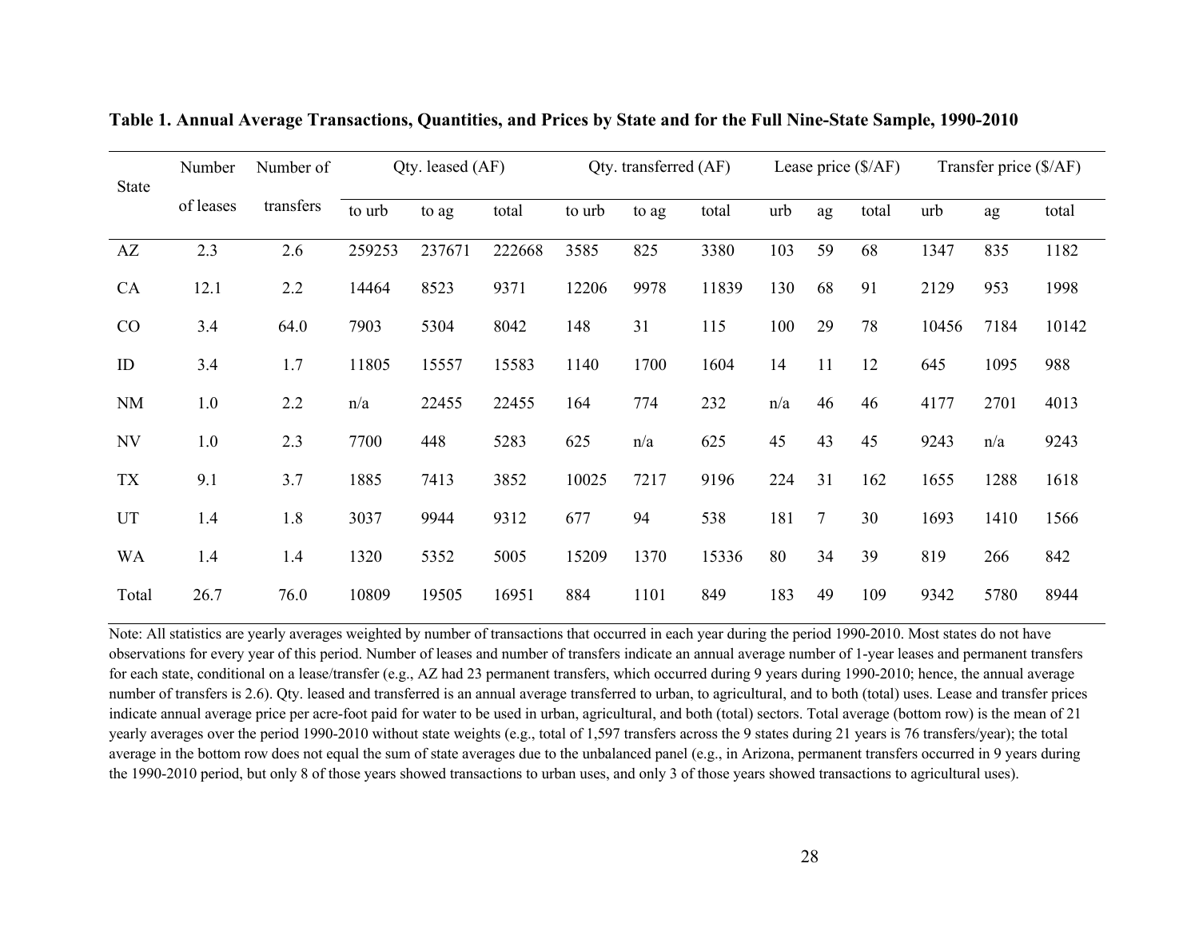**Table 1. Annual Average Transactions, Quantities, and Prices by State and for the Full Nine-State Sample, 1990-2010**

| State | Number of leases | Number of transfers | Qty. leased (AF) | | | Qty. transferred (AF) | | | Lease price ($/AF) | | | Transfer price ($/AF) | | |
|---|---|---|---|---|---|---|---|---|---|---|---|---|---|---|
| | | | to urb | to ag | total | to urb | to ag | total | urb | ag | total | urb | ag | total |
| AZ | 2.3 | 2.6 | 259253 | 237671 | 222668 | 3585 | 825 | 3380 | 103 | 59 | 68 | 1347 | 835 | 1182 |
| CA | 12.1 | 2.2 | 14464 | 8523 | 9371 | 12206 | 9978 | 11839 | 130 | 68 | 91 | 2129 | 953 | 1998 |
| CO | 3.4 | 64.0 | 7903 | 5304 | 8042 | 148 | 31 | 115 | 100 | 29 | 78 | 10456 | 7184 | 10142 |
| ID | 3.4 | 1.7 | 11805 | 15557 | 15583 | 1140 | 1700 | 1604 | 14 | 11 | 12 | 645 | 1095 | 988 |
| NM | 1.0 | 2.2 | n/a | 22455 | 22455 | 164 | 774 | 232 | n/a | 46 | 46 | 4177 | 2701 | 4013 |
| NV | 1.0 | 2.3 | 7700 | 448 | 5283 | 625 | n/a | 625 | 45 | 43 | 45 | 9243 | n/a | 9243 |
| TX | 9.1 | 3.7 | 1885 | 7413 | 3852 | 10025 | 7217 | 9196 | 224 | 31 | 162 | 1655 | 1288 | 1618 |
| UT | 1.4 | 1.8 | 3037 | 9944 | 9312 | 677 | 94 | 538 | 181 | 7 | 30 | 1693 | 1410 | 1566 |
| WA | 1.4 | 1.4 | 1320 | 5352 | 5005 | 15209 | 1370 | 15336 | 80 | 34 | 39 | 819 | 266 | 842 |
| Total | 26.7 | 76.0 | 10809 | 19505 | 16951 | 884 | 1101 | 849 | 183 | 49 | 109 | 9342 | 5780 | 8944 |

Note: All statistics are yearly averages weighted by number of transactions that occurred in each year during the period 1990-2010. Most states do not have observations for every year of this period. Number of leases and number of transfers indicate an annual average number of 1-year leases and permanent transfers for each state, conditional on a lease/transfer (e.g., AZ had 23 permanent transfers, which occurred during 9 years during 1990-2010; hence, the annual average number of transfers is 2.6). Qty. leased and transferred is an annual average transferred to urban, to agricultural, and to both (total) uses. Lease and transfer prices indicate annual average price per acre-foot paid for water to be used in urban, agricultural, and both (total) sectors. Total average (bottom row) is the mean of 21 yearly averages over the period 1990-2010 without state weights (e.g., total of 1,597 transfers across the 9 states during 21 years is 76 transfers/year); the total average in the bottom row does not equal the sum of state averages due to the unbalanced panel (e.g., in Arizona, permanent transfers occurred in 9 years during the 1990-2010 period, but only 8 of those years showed transactions to urban uses, and only 3 of those years showed transactions to agricultural uses).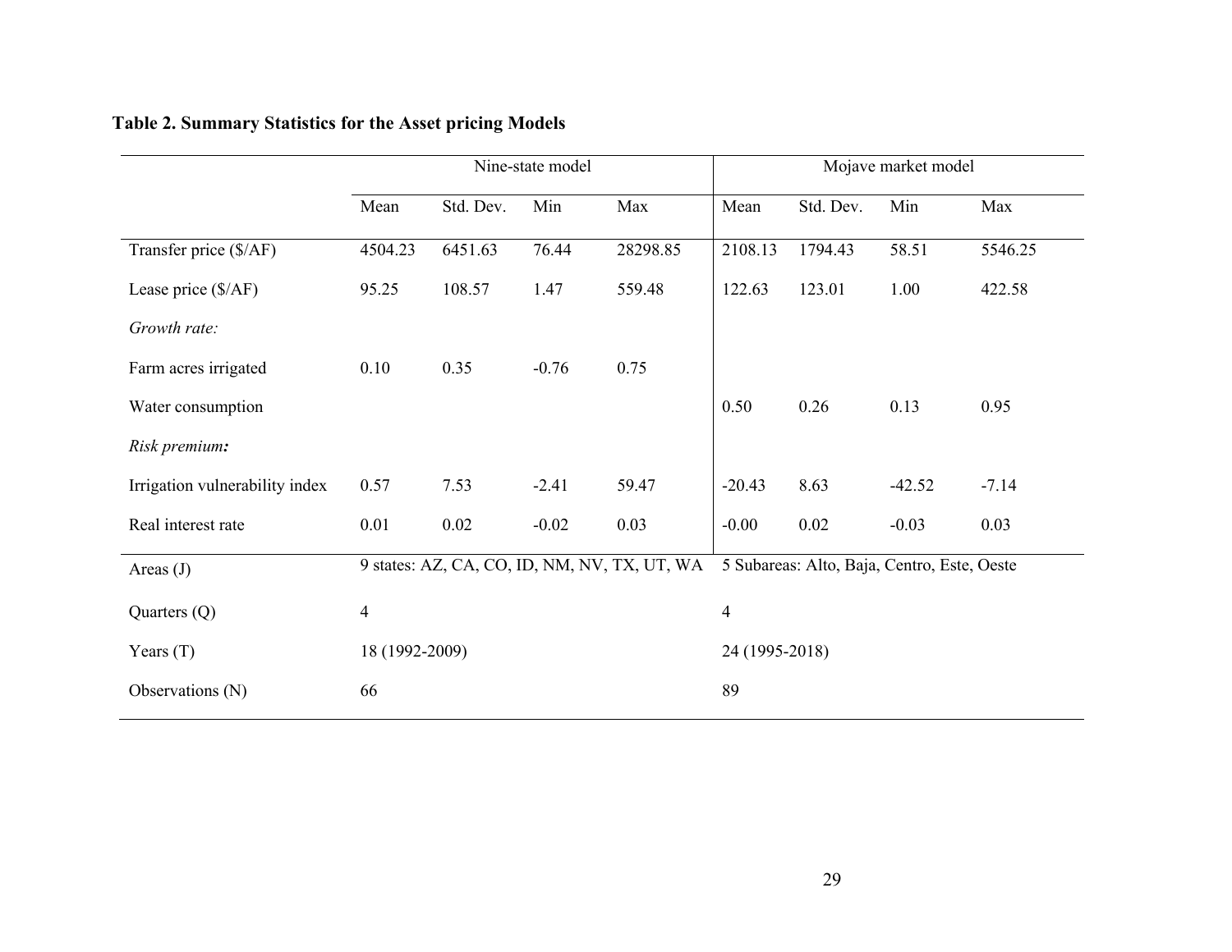**Table 2. Summary Statistics for the Asset pricing Models**

| | Nine-state model | | | | Mojave market model | | | |
|---|---|---|---|---|---|---|---|---|
| | Mean | Std. Dev. | Min | Max | Mean | Std. Dev. | Min | Max |
| Transfer price ($/AF) | 4504.23 | 6451.63 | 76.44 | 28298.85 | 2108.13 | 1794.43 | 58.51 | 5546.25 |
| Lease price ($/AF) | 95.25 | 108.57 | 1.47 | 559.48 | 122.63 | 123.01 | 1.00 | 422.58 |
| *Growth rate:* | | | | | | | | |
| Farm acres irrigated | 0.10 | 0.35 | -0.76 | 0.75 | | | | |
| Water consumption | | | | | 0.50 | 0.26 | 0.13 | 0.95 |
| ***Risk premium:*** | | | | | | | | |
| Irrigation vulnerability index | 0.57 | 7.53 | -2.41 | 59.47 | -20.43 | 8.63 | -42.52 | -7.14 |
| Real interest rate | 0.01 | 0.02 | -0.02 | 0.03 | -0.00 | 0.02 | -0.03 | 0.03 |
| Areas (J) | 9 states: AZ, CA, CO, ID, NM, NV, TX, UT, WA | | | | 5 Subareas: Alto, Baja, Centro, Este, Oeste | | | |
| Quarters (Q) | 4 | | | | 4 | | | |
| Years (T) | 18 (1992-2009) | | | | 24 (1995-2018) | | | |
| Observations (N) | 66 | | | | 89 | | | |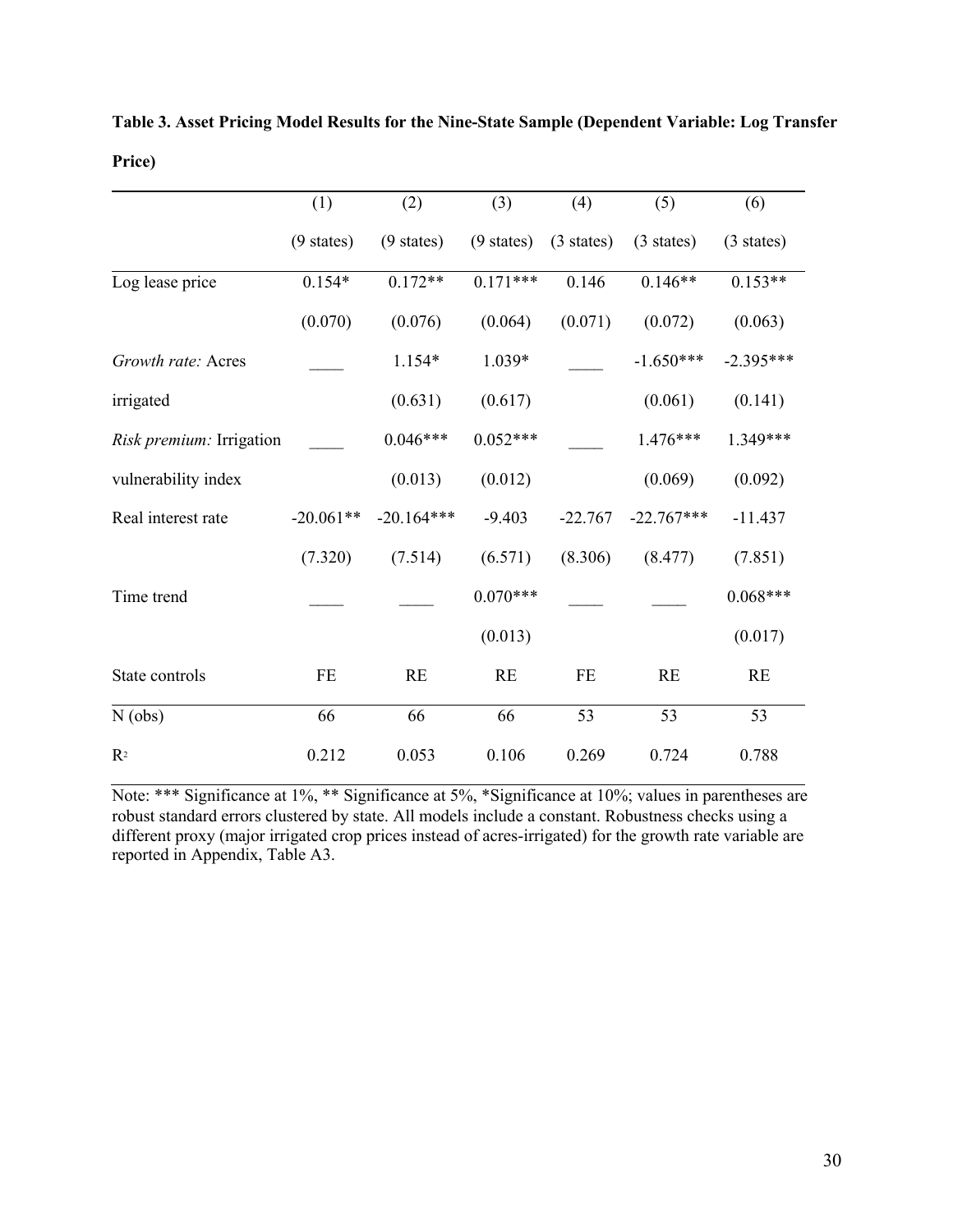**Table 3. Asset Pricing Model Results for the Nine-State Sample (Dependent Variable: Log Transfer Price)**

| | (1) | (2) | (3) | (4) | (5) | (6) |
|---|---|---|---|---|---|---|
| | (9 states) | (9 states) | (9 states) | (3 states) | (3 states) | (3 states) |
| Log lease price | 0.154* | 0.172** | 0.171*** | 0.146 | 0.146** | 0.153** |
| | (0.070) | (0.076) | (0.064) | (0.071) | (0.072) | (0.063) |
| *Growth rate:* Acres irrigated | ____ | 1.154* | 1.039* | ____ | -1.650*** | -2.395*** |
| | | (0.631) | (0.617) | | (0.061) | (0.141) |
| *Risk premium:* Irrigation vulnerability index | ____ | 0.046*** | 0.052*** | ____ | 1.476*** | 1.349*** |
| | | (0.013) | (0.012) | | (0.069) | (0.092) |
| Real interest rate | -20.061** | -20.164*** | -9.403 | -22.767 | -22.767*** | -11.437 |
| | (7.320) | (7.514) | (6.571) | (8.306) | (8.477) | (7.851) |
| Time trend | ____ | ____ | 0.070*** | ____ | ____ | 0.068*** |
| | | | (0.013) | | | (0.017) |
| State controls | FE | RE | RE | FE | RE | RE |
| N (obs) | 66 | 66 | 66 | 53 | 53 | 53 |
| $R^2$ | 0.212 | 0.053 | 0.106 | 0.269 | 0.724 | 0.788 |

Note: *** Significance at 1%, ** Significance at 5%, *Significance at 10%; values in parentheses are robust standard errors clustered by state. All models include a constant. Robustness checks using a different proxy (major irrigated crop prices instead of acres-irrigated) for the growth rate variable are reported in Appendix, Table A3.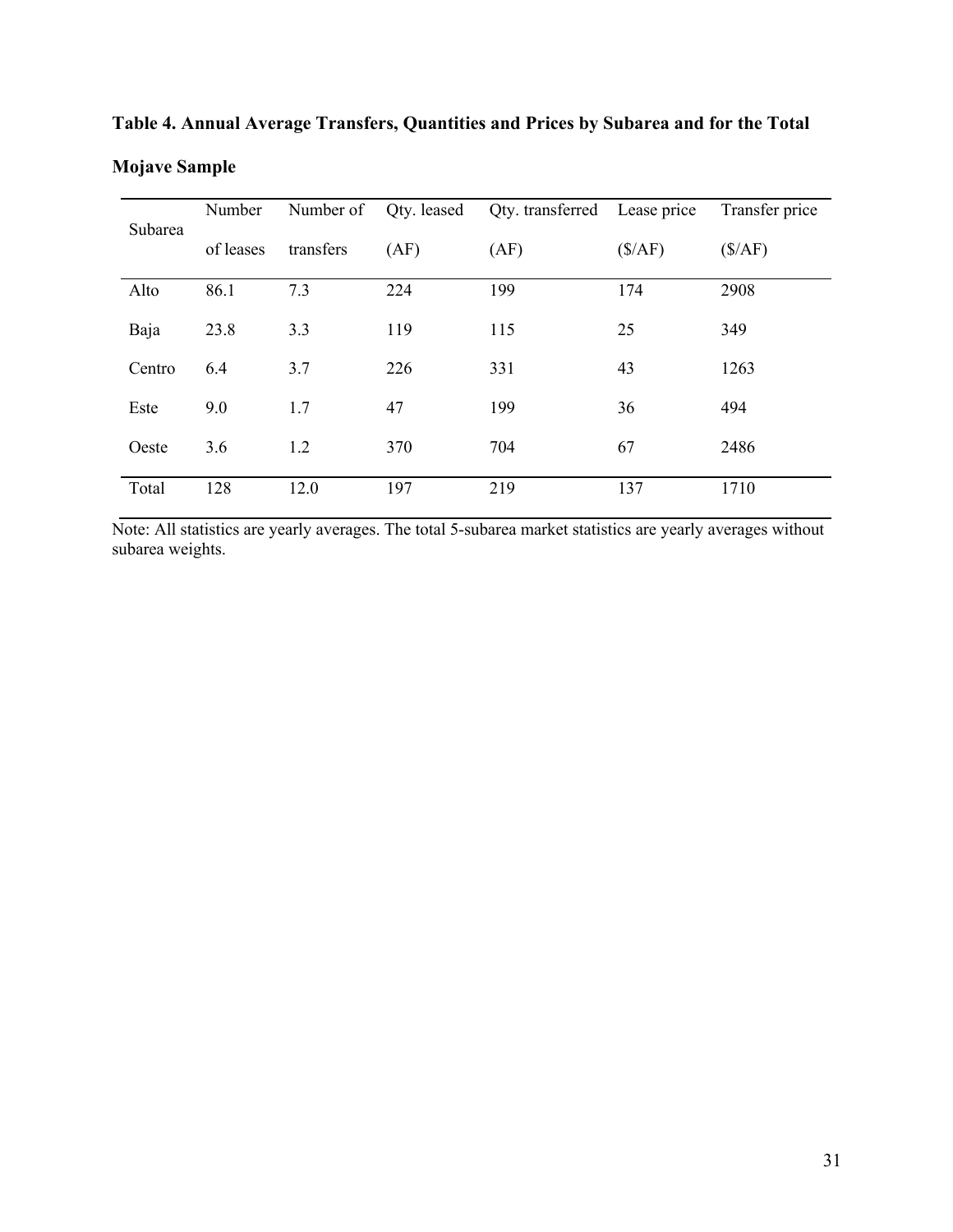**Table 4. Annual Average Transfers, Quantities and Prices by Subarea and for the Total Mojave Sample**

| Subarea | Number of leases | Number of transfers | Qty. leased (AF) | Qty. transferred (AF) | Lease price ($/AF) | Transfer price ($/AF) |
|---|---|---|---|---|---|---|
| Alto | 86.1 | 7.3 | 224 | 199 | 174 | 2908 |
| Baja | 23.8 | 3.3 | 119 | 115 | 25 | 349 |
| Centro | 6.4 | 3.7 | 226 | 331 | 43 | 1263 |
| Este | 9.0 | 1.7 | 47 | 199 | 36 | 494 |
| Oeste | 3.6 | 1.2 | 370 | 704 | 67 | 2486 |
| Total | 128 | 12.0 | 197 | 219 | 137 | 1710 |

Note: All statistics are yearly averages. The total 5-subarea market statistics are yearly averages without subarea weights.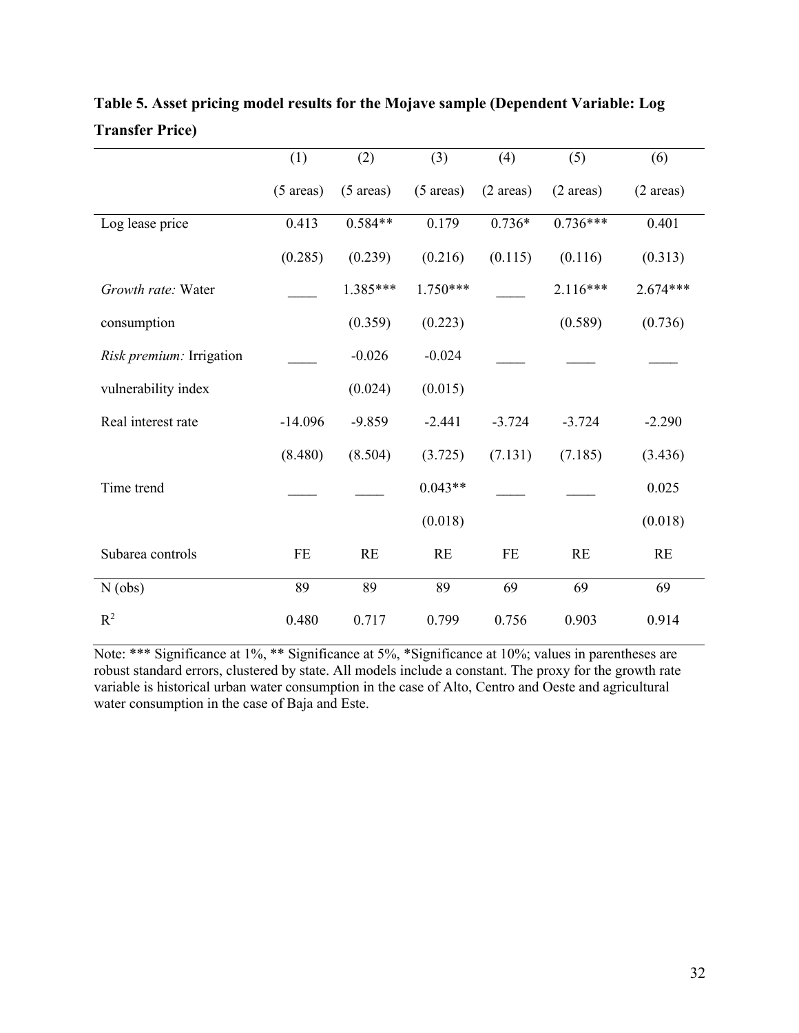**Table 5. Asset pricing model results for the Mojave sample (Dependent Variable: Log Transfer Price)**

| | (1) | (2) | (3) | (4) | (5) | (6) |
|---|---|---|---|---|---|---|
| | (5 areas) | (5 areas) | (5 areas) | (2 areas) | (2 areas) | (2 areas) |
| Log lease price | 0.413 | 0.584** | 0.179 | 0.736* | 0.736*** | 0.401 |
| | (0.285) | (0.239) | (0.216) | (0.115) | (0.116) | (0.313) |
| *Growth rate:* Water consumption | ____ | 1.385*** | 1.750*** | ____ | 2.116*** | 2.674*** |
| | | (0.359) | (0.223) | | (0.589) | (0.736) |
| *Risk premium:* Irrigation vulnerability index | ____ | -0.026 | -0.024 | ____ | ____ | ____ |
| | | (0.024) | (0.015) | | | |
| Real interest rate | -14.096 | -9.859 | -2.441 | -3.724 | -3.724 | -2.290 |
| | (8.480) | (8.504) | (3.725) | (7.131) | (7.185) | (3.436) |
| Time trend | ____ | ____ | 0.043** | ____ | ____ | 0.025 |
| | | | (0.018) | | | (0.018) |
| Subarea controls | FE | RE | RE | FE | RE | RE |
| N (obs) | 89 | 89 | 89 | 69 | 69 | 69 |
| $R^2$ | 0.480 | 0.717 | 0.799 | 0.756 | 0.903 | 0.914 |

Note: *** Significance at 1%, ** Significance at 5%, *Significance at 10%; values in parentheses are robust standard errors, clustered by state. All models include a constant. The proxy for the growth rate variable is historical urban water consumption in the case of Alto, Centro and Oeste and agricultural water consumption in the case of Baja and Este.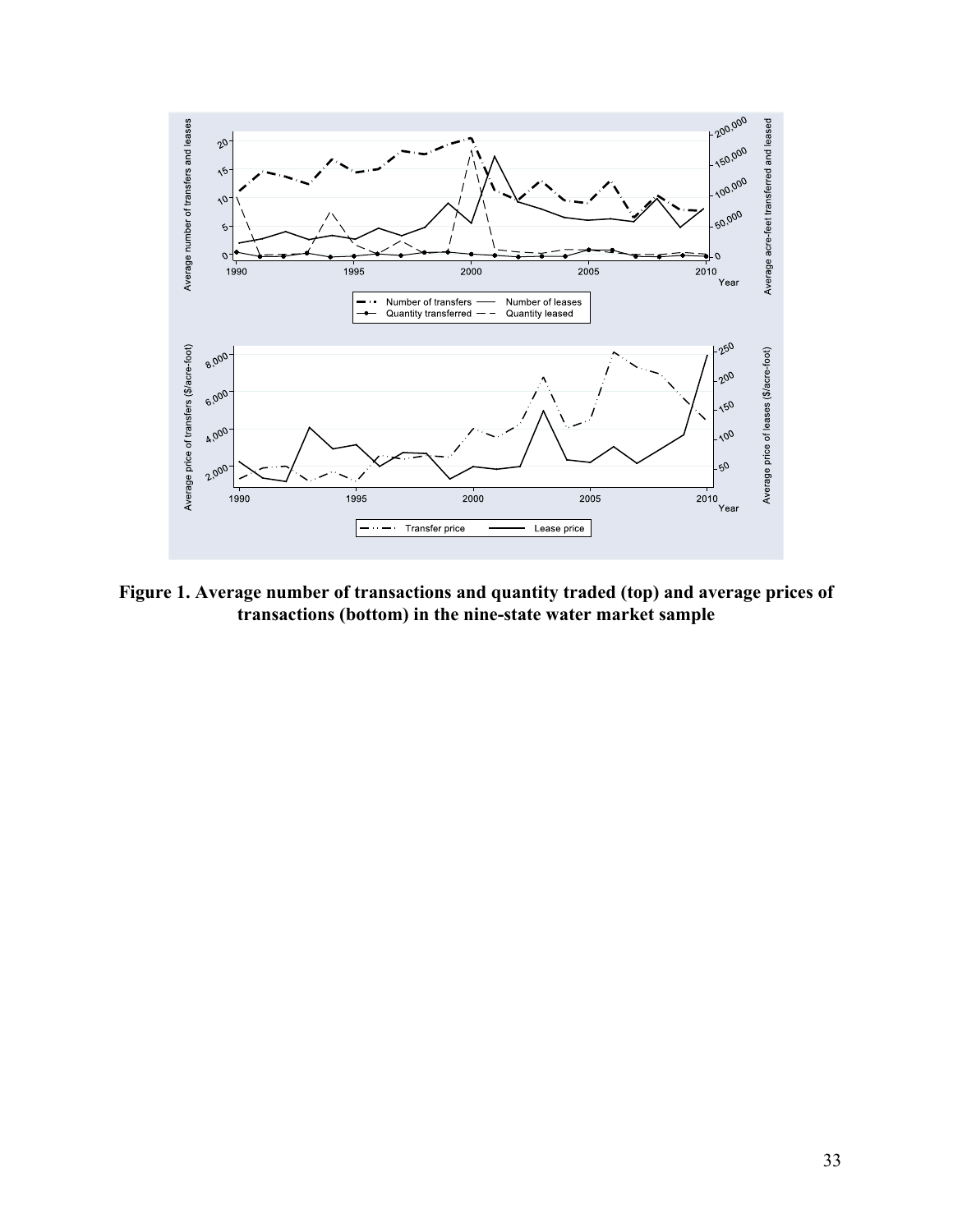**Figure 1. Average number of transactions and quantity traded (top) and average prices of transactions (bottom) in the nine-state water market sample**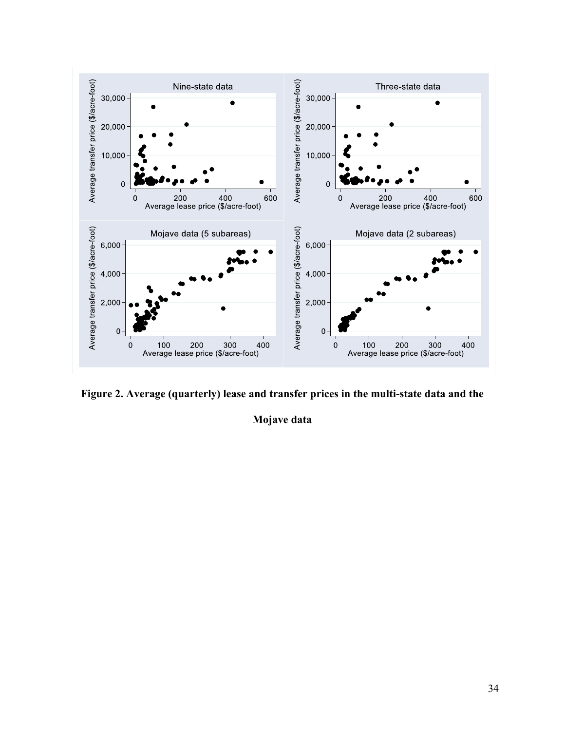**Figure 2. Average (quarterly) lease and transfer prices in the multi-state data and the Mojave data**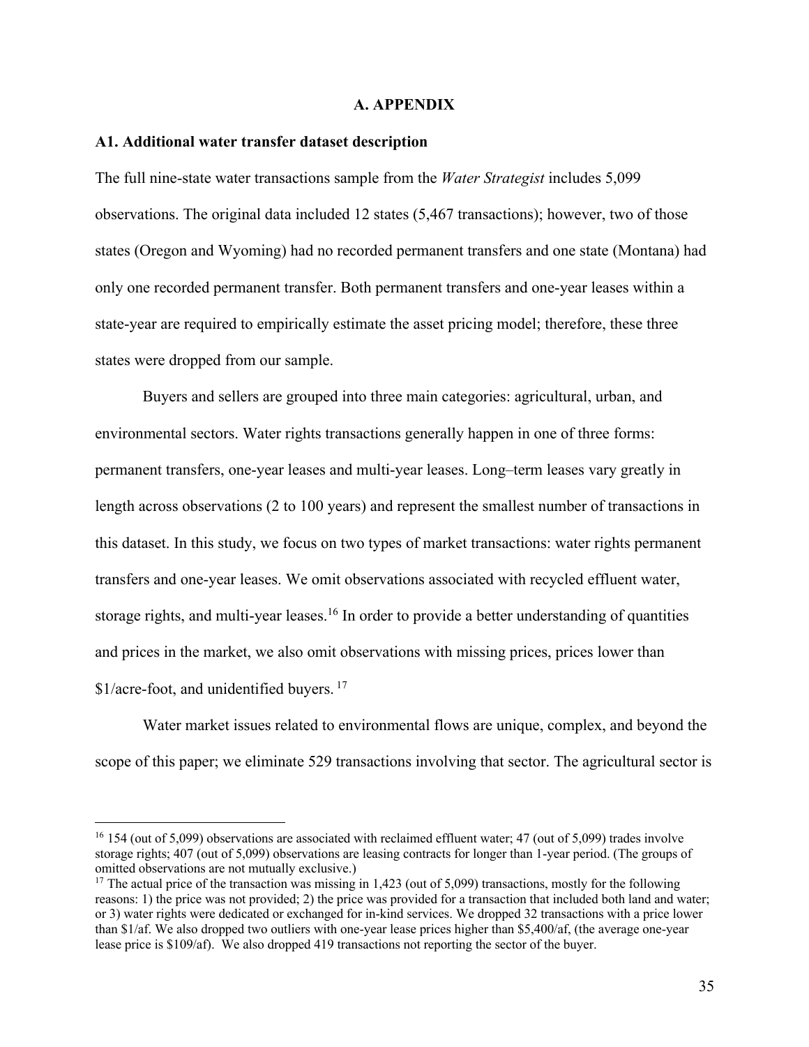# A. APPENDIX

## A1. Additional water transfer dataset description

The full nine-state water transactions sample from the *Water Strategist* includes 5,099 observations. The original data included 12 states (5,467 transactions); however, two of those states (Oregon and Wyoming) had no recorded permanent transfers and one state (Montana) had only one recorded permanent transfer. Both permanent transfers and one-year leases within a state-year are required to empirically estimate the asset pricing model; therefore, these three states were dropped from our sample.

Buyers and sellers are grouped into three main categories: agricultural, urban, and environmental sectors. Water rights transactions generally happen in one of three forms: permanent transfers, one-year leases and multi-year leases. Long–term leases vary greatly in length across observations (2 to 100 years) and represent the smallest number of transactions in this dataset. In this study, we focus on two types of market transactions: water rights permanent transfers and one-year leases. We omit observations associated with recycled effluent water, storage rights, and multi-year leases.[16] In order to provide a better understanding of quantities and prices in the market, we also omit observations with missing prices, prices lower than $1/acre-foot, and unidentified buyers.[17]

Water market issues related to environmental flows are unique, complex, and beyond the scope of this paper; we eliminate 529 transactions involving that sector. The agricultural sector is

---

[16] 154 (out of 5,099) observations are associated with reclaimed effluent water; 47 (out of 5,099) trades involve storage rights; 407 (out of 5,099) observations are leasing contracts for longer than 1-year period. (The groups of omitted observations are not mutually exclusive.)

[17] The actual price of the transaction was missing in 1,423 (out of 5,099) transactions, mostly for the following reasons: 1) the price was not provided; 2) the price was provided for a transaction that included both land and water; or 3) water rights were dedicated or exchanged for in-kind services. We dropped 32 transactions with a price lower than $1/af. We also dropped two outliers with one-year lease prices higher than $5,400/af, (the average one-year lease price is $109/af). We also dropped 419 transactions not reporting the sector of the buyer.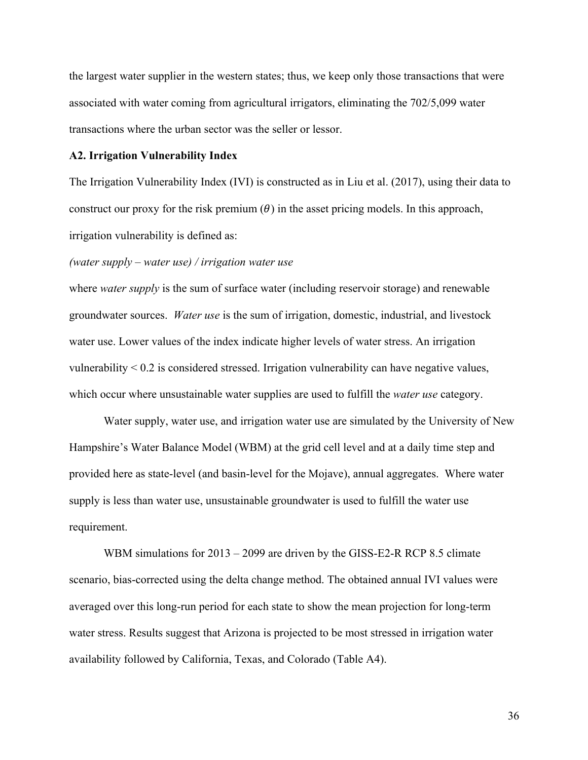the largest water supplier in the western states; thus, we keep only those transactions that were associated with water coming from agricultural irrigators, eliminating the 702/5,099 water transactions where the urban sector was the seller or lessor.

### A2. Irrigation Vulnerability Index

The Irrigation Vulnerability Index (IVI) is constructed as in Liu et al. (2017), using their data to construct our proxy for the risk premium ($\theta$) in the asset pricing models. In this approach, irrigation vulnerability is defined as:

*(water supply – water use) / irrigation water use*

where *water supply* is the sum of surface water (including reservoir storage) and renewable groundwater sources. *Water use* is the sum of irrigation, domestic, industrial, and livestock water use. Lower values of the index indicate higher levels of water stress. An irrigation vulnerability < 0.2 is considered stressed. Irrigation vulnerability can have negative values, which occur where unsustainable water supplies are used to fulfill the *water use* category.

Water supply, water use, and irrigation water use are simulated by the University of New Hampshire's Water Balance Model (WBM) at the grid cell level and at a daily time step and provided here as state-level (and basin-level for the Mojave), annual aggregates. Where water supply is less than water use, unsustainable groundwater is used to fulfill the water use requirement.

WBM simulations for 2013 – 2099 are driven by the GISS-E2-R RCP 8.5 climate scenario, bias-corrected using the delta change method. The obtained annual IVI values were averaged over this long-run period for each state to show the mean projection for long-term water stress. Results suggest that Arizona is projected to be most stressed in irrigation water availability followed by California, Texas, and Colorado (Table A4).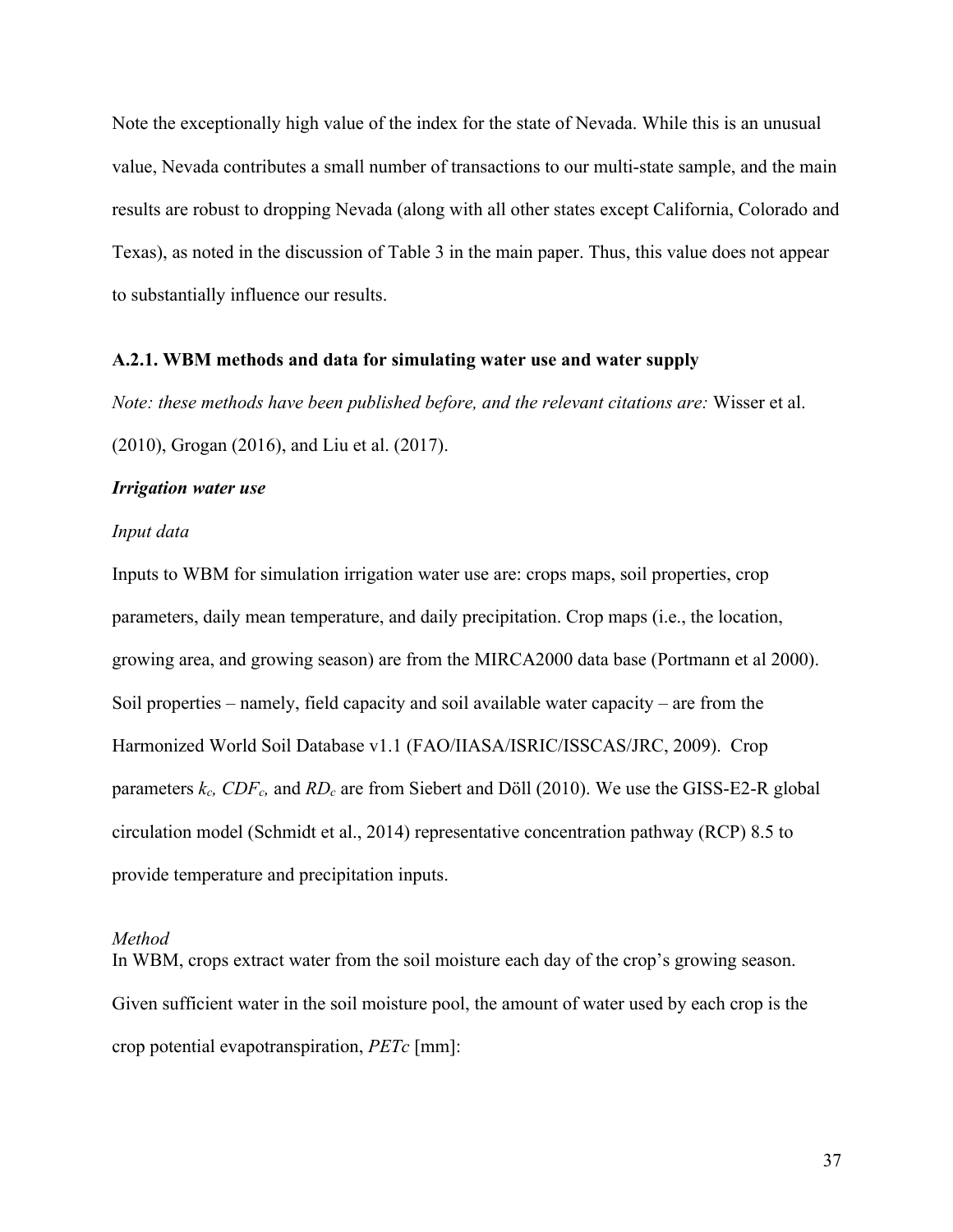Note the exceptionally high value of the index for the state of Nevada. While this is an unusual value, Nevada contributes a small number of transactions to our multi-state sample, and the main results are robust to dropping Nevada (along with all other states except California, Colorado and Texas), as noted in the discussion of Table 3 in the main paper. Thus, this value does not appear to substantially influence our results.

### A.2.1. WBM methods and data for simulating water use and water supply

*Note: these methods have been published before, and the relevant citations are:* Wisser et al. (2010), Grogan (2016), and Liu et al. (2017).

***Irrigation water use***

*Input data*

Inputs to WBM for simulation irrigation water use are: crops maps, soil properties, crop parameters, daily mean temperature, and daily precipitation. Crop maps (i.e., the location, growing area, and growing season) are from the MIRCA2000 data base (Portmann et al 2000). Soil properties – namely, field capacity and soil available water capacity – are from the Harmonized World Soil Database v1.1 (FAO/IIASA/ISRIC/ISSCAS/JRC, 2009). Crop parameters $k_c$, $CDF_c$, and $RD_c$ are from Siebert and Döll (2010). We use the GISS-E2-R global circulation model (Schmidt et al., 2014) representative concentration pathway (RCP) 8.5 to provide temperature and precipitation inputs.

*Method*

In WBM, crops extract water from the soil moisture each day of the crop's growing season. Given sufficient water in the soil moisture pool, the amount of water used by each crop is the crop potential evapotranspiration, *PETc* [mm]: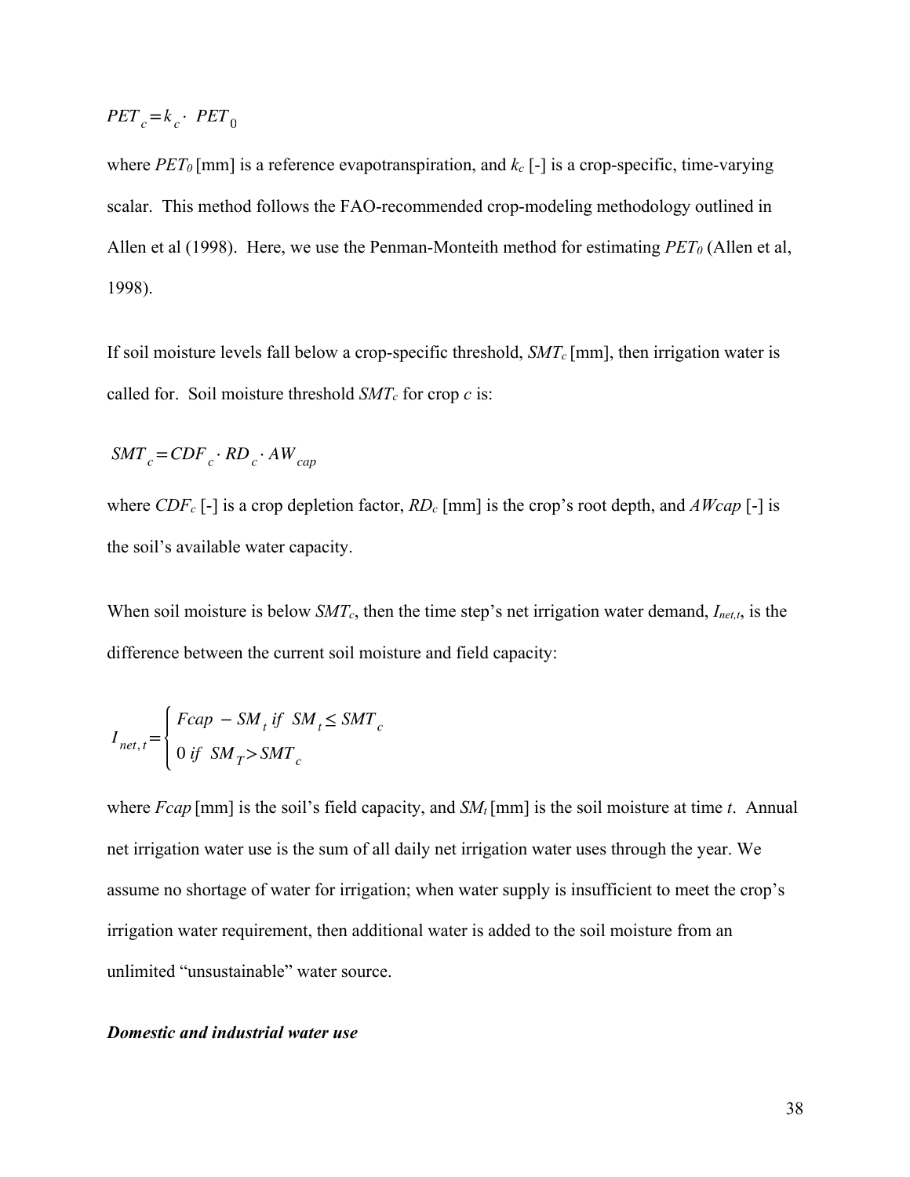$$PET_c = k_c \cdot PET_0$$

where $PET_0$ [mm] is a reference evapotranspiration, and $k_c$ [-] is a crop-specific, time-varying scalar. This method follows the FAO-recommended crop-modeling methodology outlined in Allen et al (1998). Here, we use the Penman-Monteith method for estimating $PET_0$ (Allen et al, 1998).

If soil moisture levels fall below a crop-specific threshold, $SMT_c$ [mm], then irrigation water is called for. Soil moisture threshold $SMT_c$ for crop $c$ is:

$$SMT_c = CDF_c \cdot RD_c \cdot AW_{cap}$$

where $CDF_c$ [-] is a crop depletion factor, $RD_c$ [mm] is the crop's root depth, and $AWcap$ [-] is the soil's available water capacity.

When soil moisture is below $SMT_c$, then the time step's net irrigation water demand, $I_{net,t}$, is the difference between the current soil moisture and field capacity:

$$I_{net,t} = \begin{cases} Fcap - SM_t \text{ if } SM_t \leq SMT_c \\ 0 \text{ if } SM_T > SMT_c \end{cases}$$

where $Fcap$ [mm] is the soil's field capacity, and $SM_t$ [mm] is the soil moisture at time $t$. Annual net irrigation water use is the sum of all daily net irrigation water uses through the year. We assume no shortage of water for irrigation; when water supply is insufficient to meet the crop's irrigation water requirement, then additional water is added to the soil moisture from an unlimited "unsustainable" water source.

***Domestic and industrial water use***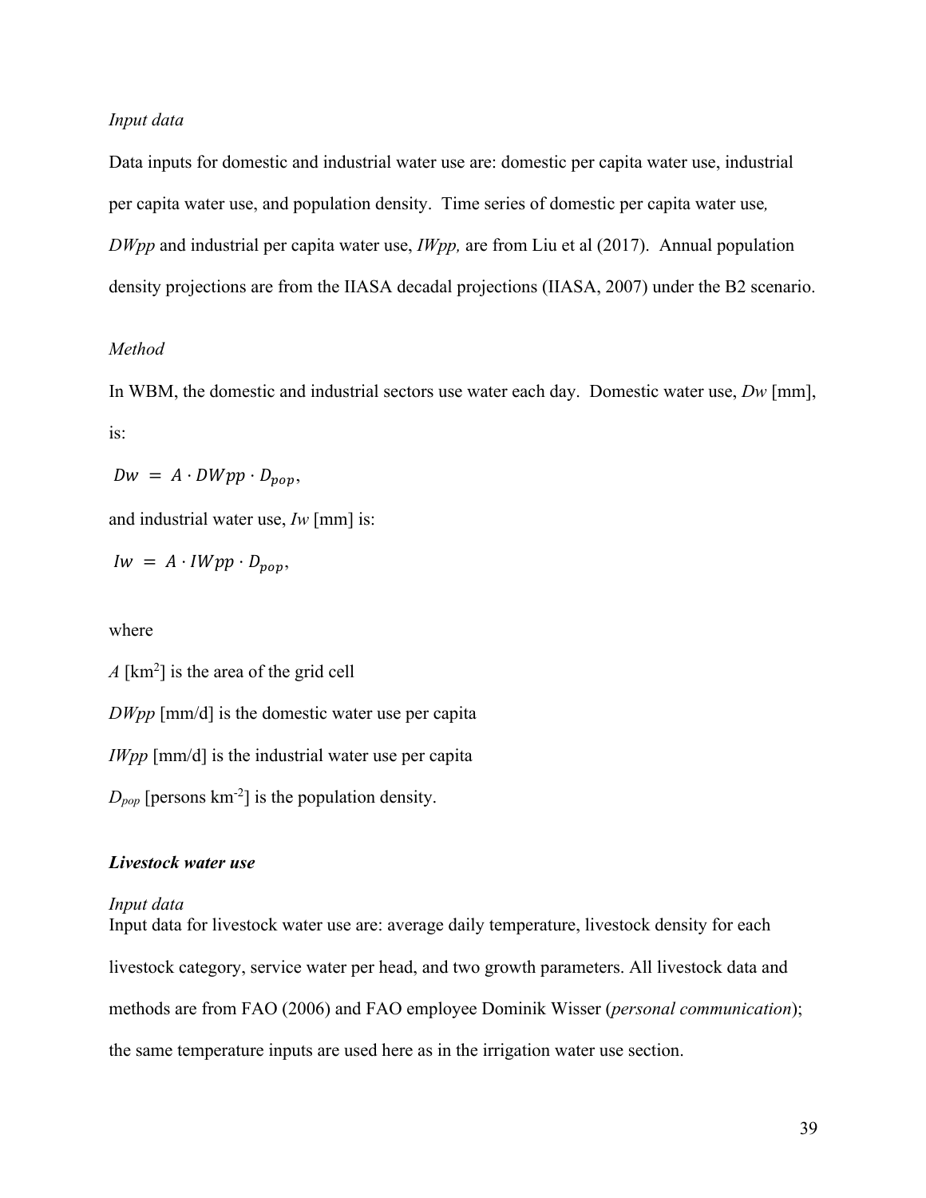*Input data*

Data inputs for domestic and industrial water use are: domestic per capita water use, industrial per capita water use, and population density. Time series of domestic per capita water use*, DWpp* and industrial per capita water use, *IWpp,* are from Liu et al (2017). Annual population density projections are from the IIASA decadal projections (IIASA, 2007) under the B2 scenario.

*Method*

In WBM, the domestic and industrial sectors use water each day. Domestic water use, *Dw* [mm], is:

$$Dw = A \cdot DWpp \cdot D_{pop},$$

and industrial water use, *Iw* [mm] is:

$$Iw = A \cdot IWpp \cdot D_{pop},$$

where

*A* [km$^2$] is the area of the grid cell

*DWpp* [mm/d] is the domestic water use per capita

*IWpp* [mm/d] is the industrial water use per capita

$D_{pop}$ [persons km$^{-2}$] is the population density.

***Livestock water use***

*Input data*

Input data for livestock water use are: average daily temperature, livestock density for each livestock category, service water per head, and two growth parameters. All livestock data and methods are from FAO (2006) and FAO employee Dominik Wisser (*personal communication*); the same temperature inputs are used here as in the irrigation water use section.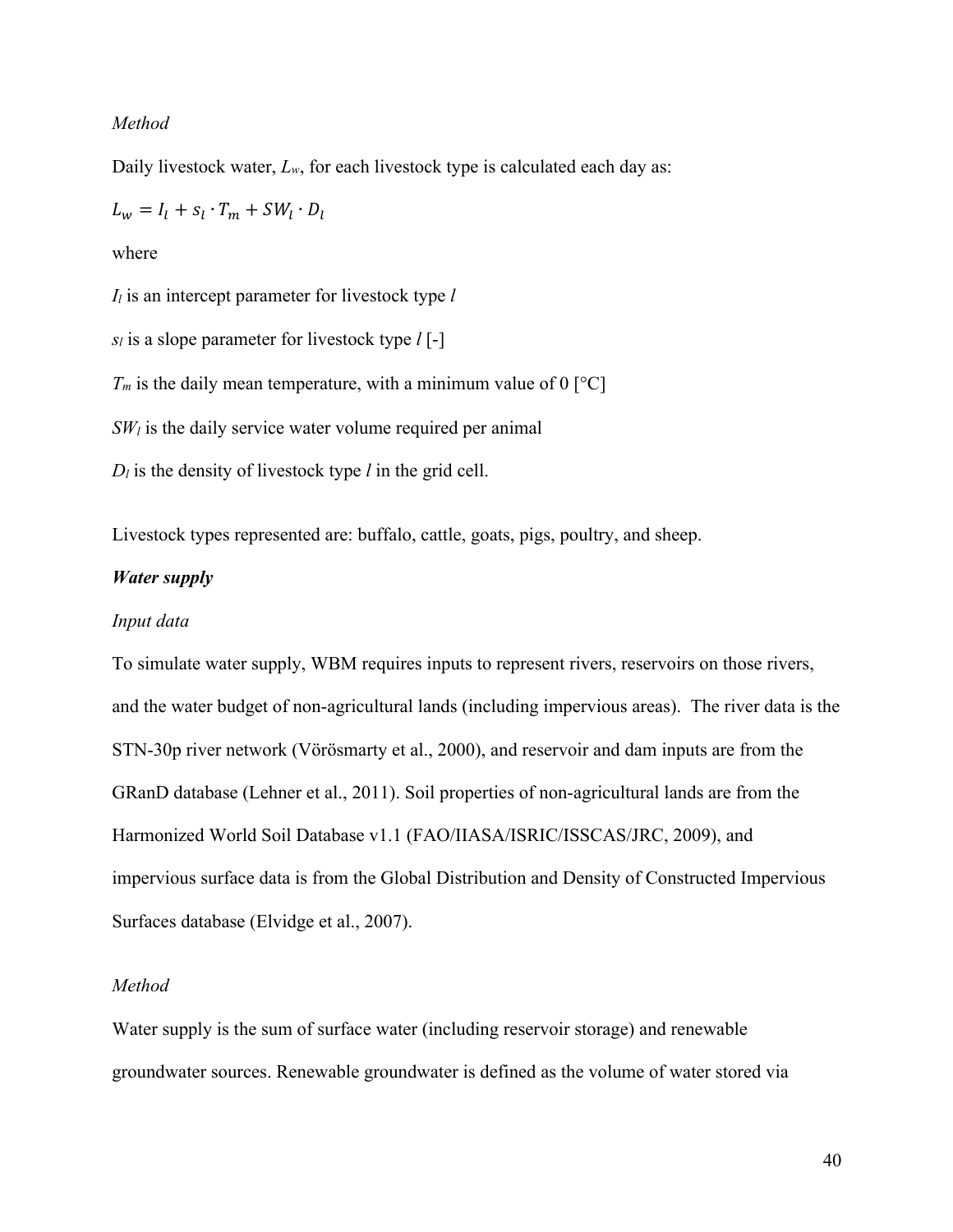*Method*

Daily livestock water, $L_w$, for each livestock type is calculated each day as:

$$L_w = I_l + s_l \cdot T_m + SW_l \cdot D_l$$

where

$I_l$ is an intercept parameter for livestock type $l$

$s_l$ is a slope parameter for livestock type $l$ [-]

$T_m$ is the daily mean temperature, with a minimum value of 0 [°C]

$SW_l$ is the daily service water volume required per animal

$D_l$ is the density of livestock type $l$ in the grid cell.

Livestock types represented are: buffalo, cattle, goats, pigs, poultry, and sheep.

***Water supply***

*Input data*

To simulate water supply, WBM requires inputs to represent rivers, reservoirs on those rivers, and the water budget of non-agricultural lands (including impervious areas). The river data is the STN-30p river network (Vörösmarty et al., 2000), and reservoir and dam inputs are from the GRanD database (Lehner et al., 2011). Soil properties of non-agricultural lands are from the Harmonized World Soil Database v1.1 (FAO/IIASA/ISRIC/ISSCAS/JRC, 2009), and impervious surface data is from the Global Distribution and Density of Constructed Impervious Surfaces database (Elvidge et al., 2007).

*Method*

Water supply is the sum of surface water (including reservoir storage) and renewable groundwater sources. Renewable groundwater is defined as the volume of water stored via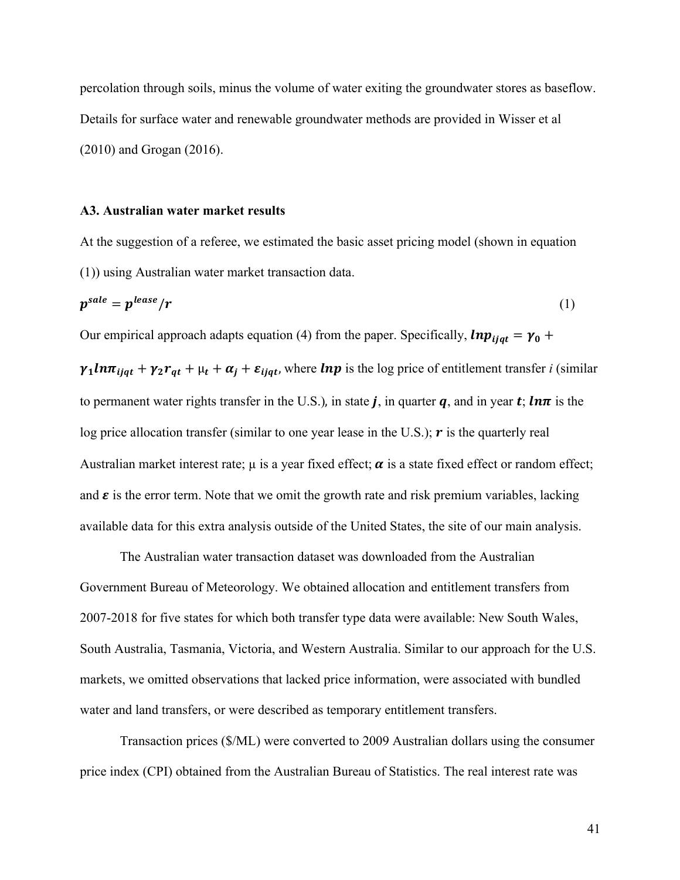percolation through soils, minus the volume of water exiting the groundwater stores as baseflow. Details for surface water and renewable groundwater methods are provided in Wisser et al (2010) and Grogan (2016).

### A3. Australian water market results

At the suggestion of a referee, we estimated the basic asset pricing model (shown in equation (1)) using Australian water market transaction data.

$$\boldsymbol{p^{sale} = p^{lease}/r} \tag{1}$$

Our empirical approach adapts equation (4) from the paper. Specifically, $\boldsymbol{lnp_{ijqt} = \gamma_0 + \gamma_1 ln\pi_{ijqt} + \gamma_2 r_{qt} + \mu_t + \alpha_j + \varepsilon_{ijqt}}$, where $\boldsymbol{lnp}$ is the log price of entitlement transfer *i* (similar to permanent water rights transfer in the U.S.), in state $\boldsymbol{j}$, in quarter $\boldsymbol{q}$, and in year $\boldsymbol{t}$; $\boldsymbol{ln\pi}$ is the log price allocation transfer (similar to one year lease in the U.S.); $\boldsymbol{r}$ is the quarterly real Australian market interest rate; $\mu$ is a year fixed effect; $\boldsymbol{\alpha}$ is a state fixed effect or random effect; and $\boldsymbol{\varepsilon}$ is the error term. Note that we omit the growth rate and risk premium variables, lacking available data for this extra analysis outside of the United States, the site of our main analysis.

The Australian water transaction dataset was downloaded from the Australian Government Bureau of Meteorology. We obtained allocation and entitlement transfers from 2007-2018 for five states for which both transfer type data were available: New South Wales, South Australia, Tasmania, Victoria, and Western Australia. Similar to our approach for the U.S. markets, we omitted observations that lacked price information, were associated with bundled water and land transfers, or were described as temporary entitlement transfers.

Transaction prices ($/ML) were converted to 2009 Australian dollars using the consumer price index (CPI) obtained from the Australian Bureau of Statistics. The real interest rate was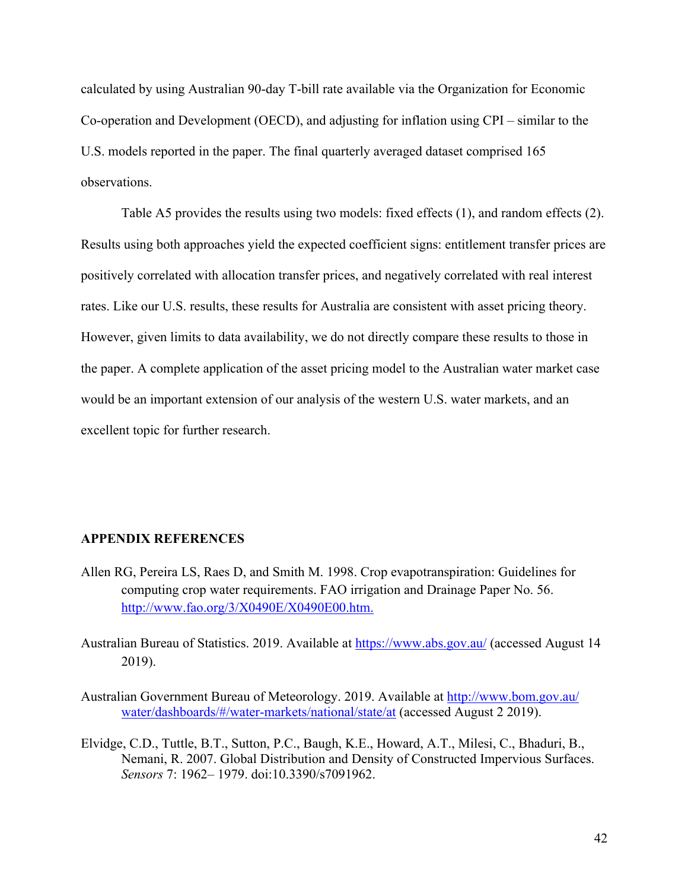calculated by using Australian 90-day T-bill rate available via the Organization for Economic Co-operation and Development (OECD), and adjusting for inflation using CPI – similar to the U.S. models reported in the paper. The final quarterly averaged dataset comprised 165 observations.

Table A5 provides the results using two models: fixed effects (1), and random effects (2). Results using both approaches yield the expected coefficient signs: entitlement transfer prices are positively correlated with allocation transfer prices, and negatively correlated with real interest rates. Like our U.S. results, these results for Australia are consistent with asset pricing theory. However, given limits to data availability, we do not directly compare these results to those in the paper. A complete application of the asset pricing model to the Australian water market case would be an important extension of our analysis of the western U.S. water markets, and an excellent topic for further research.

## APPENDIX REFERENCES

Allen RG, Pereira LS, Raes D, and Smith M. 1998. Crop evapotranspiration: Guidelines for computing crop water requirements. FAO irrigation and Drainage Paper No. 56. http://www.fao.org/3/X0490E/X0490E00.htm.

Australian Bureau of Statistics. 2019. Available at https://www.abs.gov.au/ (accessed August 14 2019).

Australian Government Bureau of Meteorology. 2019. Available at http://www.bom.gov.au/water/dashboards/#/water-markets/national/state/at (accessed August 2 2019).

Elvidge, C.D., Tuttle, B.T., Sutton, P.C., Baugh, K.E., Howard, A.T., Milesi, C., Bhaduri, B., Nemani, R. 2007. Global Distribution and Density of Constructed Impervious Surfaces. *Sensors* 7: 1962– 1979. doi:10.3390/s7091962.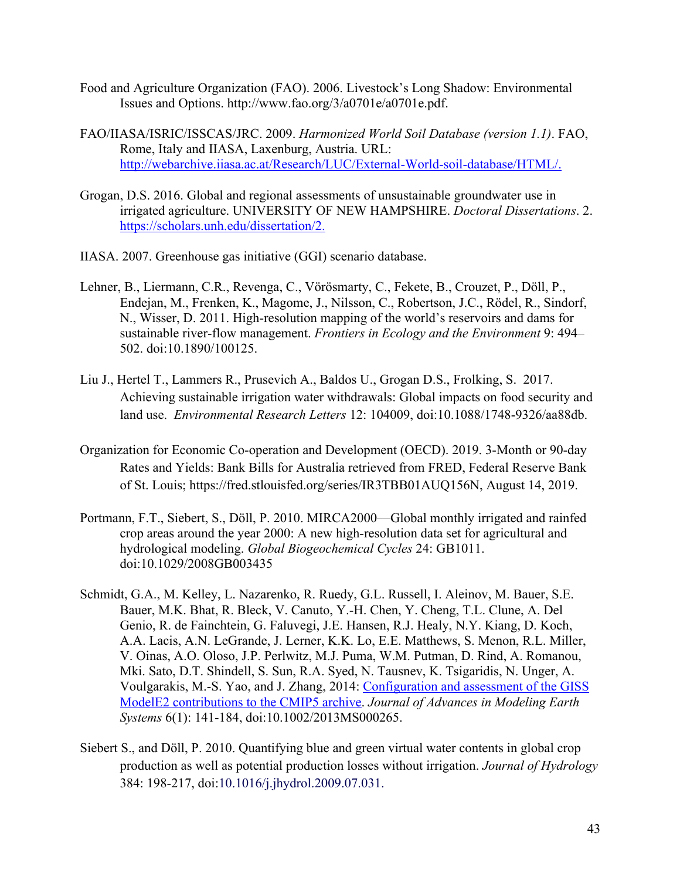Food and Agriculture Organization (FAO). 2006. Livestock's Long Shadow: Environmental Issues and Options. http://www.fao.org/3/a0701e/a0701e.pdf.

FAO/IIASA/ISRIC/ISSCAS/JRC. 2009. *Harmonized World Soil Database (version 1.1)*. FAO, Rome, Italy and IIASA, Laxenburg, Austria. URL: http://webarchive.iiasa.ac.at/Research/LUC/External-World-soil-database/HTML/.

Grogan, D.S. 2016. Global and regional assessments of unsustainable groundwater use in irrigated agriculture. UNIVERSITY OF NEW HAMPSHIRE. *Doctoral Dissertations*. 2. https://scholars.unh.edu/dissertation/2.

IIASA. 2007. Greenhouse gas initiative (GGI) scenario database.

Lehner, B., Liermann, C.R., Revenga, C., Vörösmarty, C., Fekete, B., Crouzet, P., Döll, P., Endejan, M., Frenken, K., Magome, J., Nilsson, C., Robertson, J.C., Rödel, R., Sindorf, N., Wisser, D. 2011. High-resolution mapping of the world's reservoirs and dams for sustainable river-flow management. *Frontiers in Ecology and the Environment* 9: 494–502. doi:10.1890/100125.

Liu J., Hertel T., Lammers R., Prusevich A., Baldos U., Grogan D.S., Frolking, S. 2017. Achieving sustainable irrigation water withdrawals: Global impacts on food security and land use. *Environmental Research Letters* 12: 104009, doi:10.1088/1748-9326/aa88db.

Organization for Economic Co-operation and Development (OECD). 2019. 3-Month or 90-day Rates and Yields: Bank Bills for Australia retrieved from FRED, Federal Reserve Bank of St. Louis; https://fred.stlouisfed.org/series/IR3TBB01AUQ156N, August 14, 2019.

Portmann, F.T., Siebert, S., Döll, P. 2010. MIRCA2000—Global monthly irrigated and rainfed crop areas around the year 2000: A new high-resolution data set for agricultural and hydrological modeling. *Global Biogeochemical Cycles* 24: GB1011. doi:10.1029/2008GB003435

Schmidt, G.A., M. Kelley, L. Nazarenko, R. Ruedy, G.L. Russell, I. Aleinov, M. Bauer, S.E. Bauer, M.K. Bhat, R. Bleck, V. Canuto, Y.-H. Chen, Y. Cheng, T.L. Clune, A. Del Genio, R. de Fainchtein, G. Faluvegi, J.E. Hansen, R.J. Healy, N.Y. Kiang, D. Koch, A.A. Lacis, A.N. LeGrande, J. Lerner, K.K. Lo, E.E. Matthews, S. Menon, R.L. Miller, V. Oinas, A.O. Oloso, J.P. Perlwitz, M.J. Puma, W.M. Putman, D. Rind, A. Romanou, Mki. Sato, D.T. Shindell, S. Sun, R.A. Syed, N. Tausnev, K. Tsigaridis, N. Unger, A. Voulgarakis, M.-S. Yao, and J. Zhang, 2014: Configuration and assessment of the GISS ModelE2 contributions to the CMIP5 archive. *Journal of Advances in Modeling Earth Systems* 6(1): 141-184, doi:10.1002/2013MS000265.

Siebert S., and Döll, P. 2010. Quantifying blue and green virtual water contents in global crop production as well as potential production losses without irrigation. *Journal of Hydrology* 384: 198-217, doi:10.1016/j.jhydrol.2009.07.031.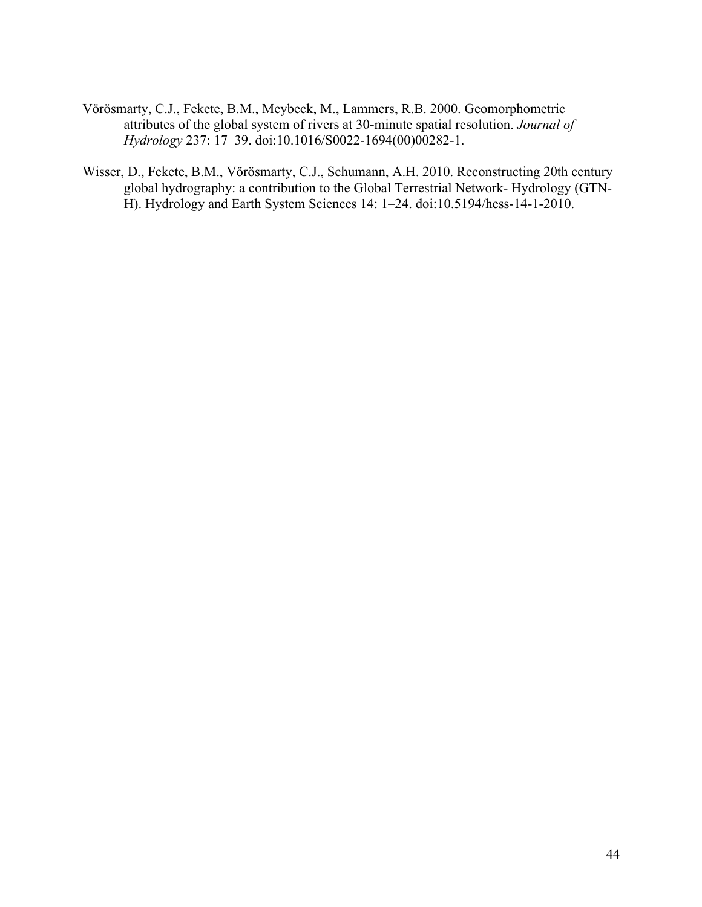Vörösmarty, C.J., Fekete, B.M., Meybeck, M., Lammers, R.B. 2000. Geomorphometric attributes of the global system of rivers at 30-minute spatial resolution. *Journal of Hydrology* 237: 17–39. doi:10.1016/S0022-1694(00)00282-1.

Wisser, D., Fekete, B.M., Vörösmarty, C.J., Schumann, A.H. 2010. Reconstructing 20th century global hydrography: a contribution to the Global Terrestrial Network- Hydrology (GTN-H). Hydrology and Earth System Sciences 14: 1–24. doi:10.5194/hess-14-1-2010.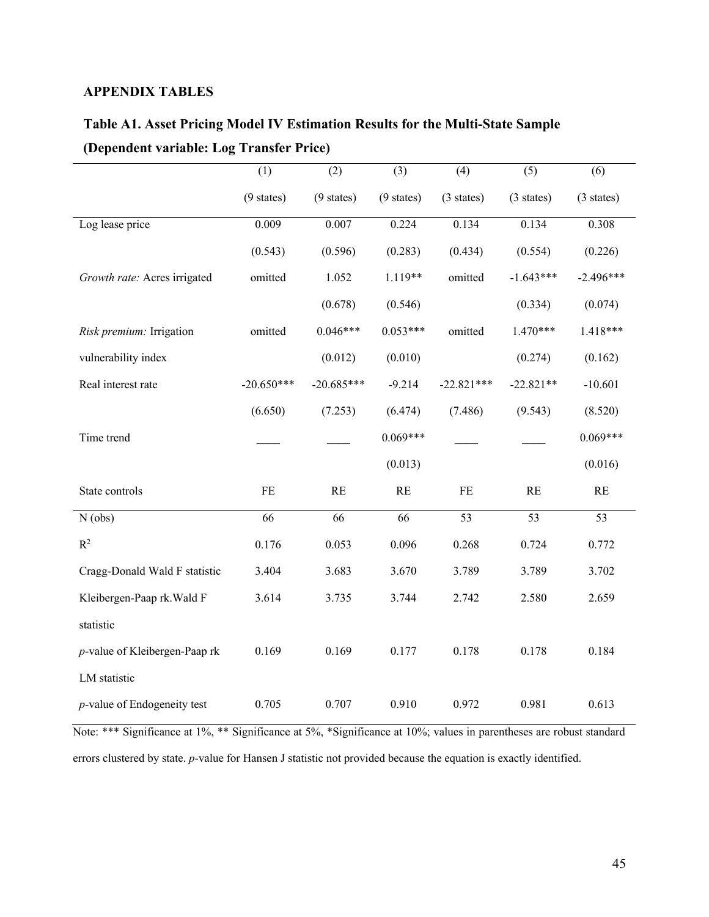## APPENDIX TABLES

### Table A1. Asset Pricing Model IV Estimation Results for the Multi-State Sample (Dependent variable: Log Transfer Price)

| | (1) | (2) | (3) | (4) | (5) | (6) |
|---|---|---|---|---|---|---|
| | (9 states) | (9 states) | (9 states) | (3 states) | (3 states) | (3 states) |
| Log lease price | 0.009 | 0.007 | 0.224 | 0.134 | 0.134 | 0.308 |
| | (0.543) | (0.596) | (0.283) | (0.434) | (0.554) | (0.226) |
| *Growth rate:* Acres irrigated | omitted | 1.052 | 1.119** | omitted | -1.643*** | -2.496*** |
| | | (0.678) | (0.546) | | (0.334) | (0.074) |
| *Risk premium:* Irrigation vulnerability index | omitted | 0.046*** | 0.053*** | omitted | 1.470*** | 1.418*** |
| | | (0.012) | (0.010) | | (0.274) | (0.162) |
| Real interest rate | -20.650*** | -20.685*** | -9.214 | -22.821*** | -22.821** | -10.601 |
| | (6.650) | (7.253) | (6.474) | (7.486) | (9.543) | (8.520) |
| Time trend | ____ | ____ | 0.069*** | ____ | ____ | 0.069*** |
| | | | (0.013) | | | (0.016) |
| State controls | FE | RE | RE | FE | RE | RE |
| N (obs) | 66 | 66 | 66 | 53 | 53 | 53 |
| $R^2$ | 0.176 | 0.053 | 0.096 | 0.268 | 0.724 | 0.772 |
| Cragg-Donald Wald F statistic | 3.404 | 3.683 | 3.670 | 3.789 | 3.789 | 3.702 |
| Kleibergen-Paap rk.Wald F statistic | 3.614 | 3.735 | 3.744 | 2.742 | 2.580 | 2.659 |
| *p*-value of Kleibergen-Paap rk LM statistic | 0.169 | 0.169 | 0.177 | 0.178 | 0.178 | 0.184 |
| *p*-value of Endogeneity test | 0.705 | 0.707 | 0.910 | 0.972 | 0.981 | 0.613 |

Note: *** Significance at 1%, ** Significance at 5%, *Significance at 10%; values in parentheses are robust standard errors clustered by state. *p*-value for Hansen J statistic not provided because the equation is exactly identified.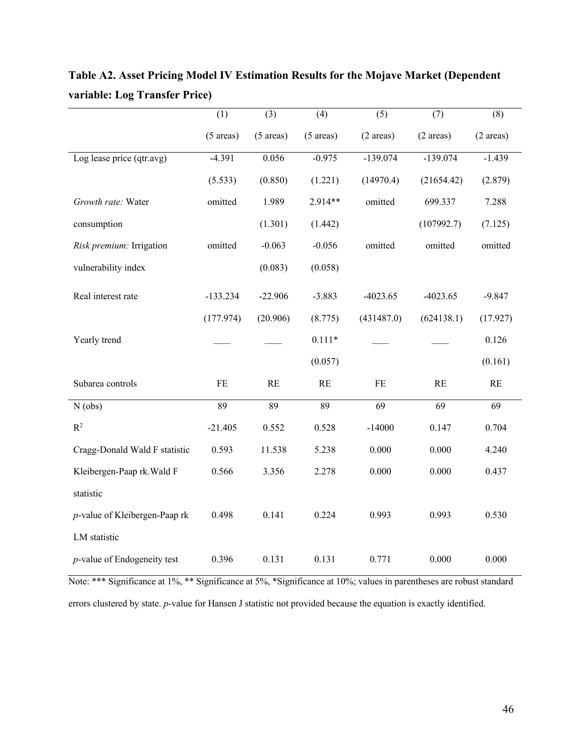**Table A2. Asset Pricing Model IV Estimation Results for the Mojave Market (Dependent variable: Log Transfer Price)**

| | (1) | (3) | (4) | (5) | (7) | (8) |
|---|---|---|---|---|---|---|
| | (5 areas) | (5 areas) | (5 areas) | (2 areas) | (2 areas) | (2 areas) |
| Log lease price (qtr.avg) | -4.391 | 0.056 | -0.975 | -139.074 | -139.074 | -1.439 |
| | (5.533) | (0.850) | (1.221) | (14970.4) | (21654.42) | (2.879) |
| *Growth rate:* Water consumption | omitted | 1.989 | 2.914** | omitted | 699.337 | 7.288 |
| | | (1.301) | (1.442) | | (107992.7) | (7.125) |
| *Risk premium:* Irrigation vulnerability index | omitted | -0.063 | -0.056 | omitted | omitted | omitted |
| | | (0.083) | (0.058) | | | |
| Real interest rate | -133.234 | -22.906 | -3.883 | -4023.65 | -4023.65 | -9.847 |
| | (177.974) | (20.906) | (8.775) | (431487.0) | (624138.1) | (17.927) |
| Yearly trend | ____ | ____ | 0.111* | ____ | ____ | 0.126 |
| | | | (0.057) | | | (0.161) |
| Subarea controls | FE | RE | RE | FE | RE | RE |
| N (obs) | 89 | 89 | 89 | 69 | 69 | 69 |
| $R^2$ | -21.405 | 0.552 | 0.528 | -14000 | 0.147 | 0.704 |
| Cragg-Donald Wald F statistic | 0.593 | 11.538 | 5.238 | 0.000 | 0.000 | 4.240 |
| Kleibergen-Paap rk.Wald F statistic | 0.566 | 3.356 | 2.278 | 0.000 | 0.000 | 0.437 |
| *p*-value of Kleibergen-Paap rk LM statistic | 0.498 | 0.141 | 0.224 | 0.993 | 0.993 | 0.530 |
| *p*-value of Endogeneity test | 0.396 | 0.131 | 0.131 | 0.771 | 0.000 | 0.000 |

Note: *** Significance at 1%, ** Significance at 5%, *Significance at 10%; values in parentheses are robust standard errors clustered by state. *p*-value for Hansen J statistic not provided because the equation is exactly identified.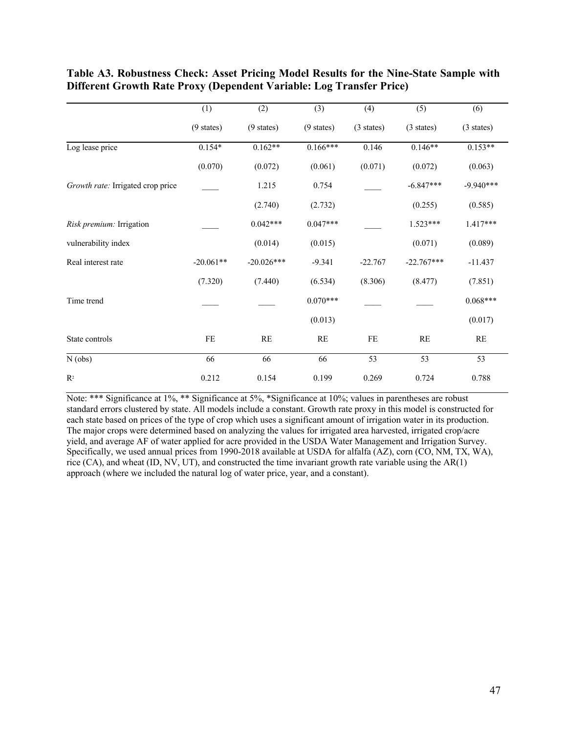**Table A3. Robustness Check: Asset Pricing Model Results for the Nine-State Sample with Different Growth Rate Proxy (Dependent Variable: Log Transfer Price)**

| | (1) | (2) | (3) | (4) | (5) | (6) |
|---|---|---|---|---|---|---|
| | (9 states) | (9 states) | (9 states) | (3 states) | (3 states) | (3 states) |
| Log lease price | 0.154* | 0.162** | 0.166*** | 0.146 | 0.146** | 0.153** |
| | (0.070) | (0.072) | (0.061) | (0.071) | (0.072) | (0.063) |
| *Growth rate:* Irrigated crop price | ____ | 1.215 | 0.754 | ____ | -6.847*** | -9.940*** |
| | | (2.740) | (2.732) | | (0.255) | (0.585) |
| *Risk premium:* Irrigation | ____ | 0.042*** | 0.047*** | ____ | 1.523*** | 1.417*** |
| vulnerability index | | (0.014) | (0.015) | | (0.071) | (0.089) |
| Real interest rate | -20.061** | -20.026*** | -9.341 | -22.767 | -22.767*** | -11.437 |
| | (7.320) | (7.440) | (6.534) | (8.306) | (8.477) | (7.851) |
| Time trend | ____ | ____ | 0.070*** | ____ | ____ | 0.068*** |
| | | | (0.013) | | | (0.017) |
| State controls | FE | RE | RE | FE | RE | RE |
| N (obs) | 66 | 66 | 66 | 53 | 53 | 53 |
| $R^2$ | 0.212 | 0.154 | 0.199 | 0.269 | 0.724 | 0.788 |

Note: *** Significance at 1%, ** Significance at 5%, *Significance at 10%; values in parentheses are robust standard errors clustered by state. All models include a constant. Growth rate proxy in this model is constructed for each state based on prices of the type of crop which uses a significant amount of irrigation water in its production. The major crops were determined based on analyzing the values for irrigated area harvested, irrigated crop/acre yield, and average AF of water applied for acre provided in the USDA Water Management and Irrigation Survey. Specifically, we used annual prices from 1990-2018 available at USDA for alfalfa (AZ), corn (CO, NM, TX, WA), rice (CA), and wheat (ID, NV, UT), and constructed the time invariant growth rate variable using the AR(1) approach (where we included the natural log of water price, year, and a constant).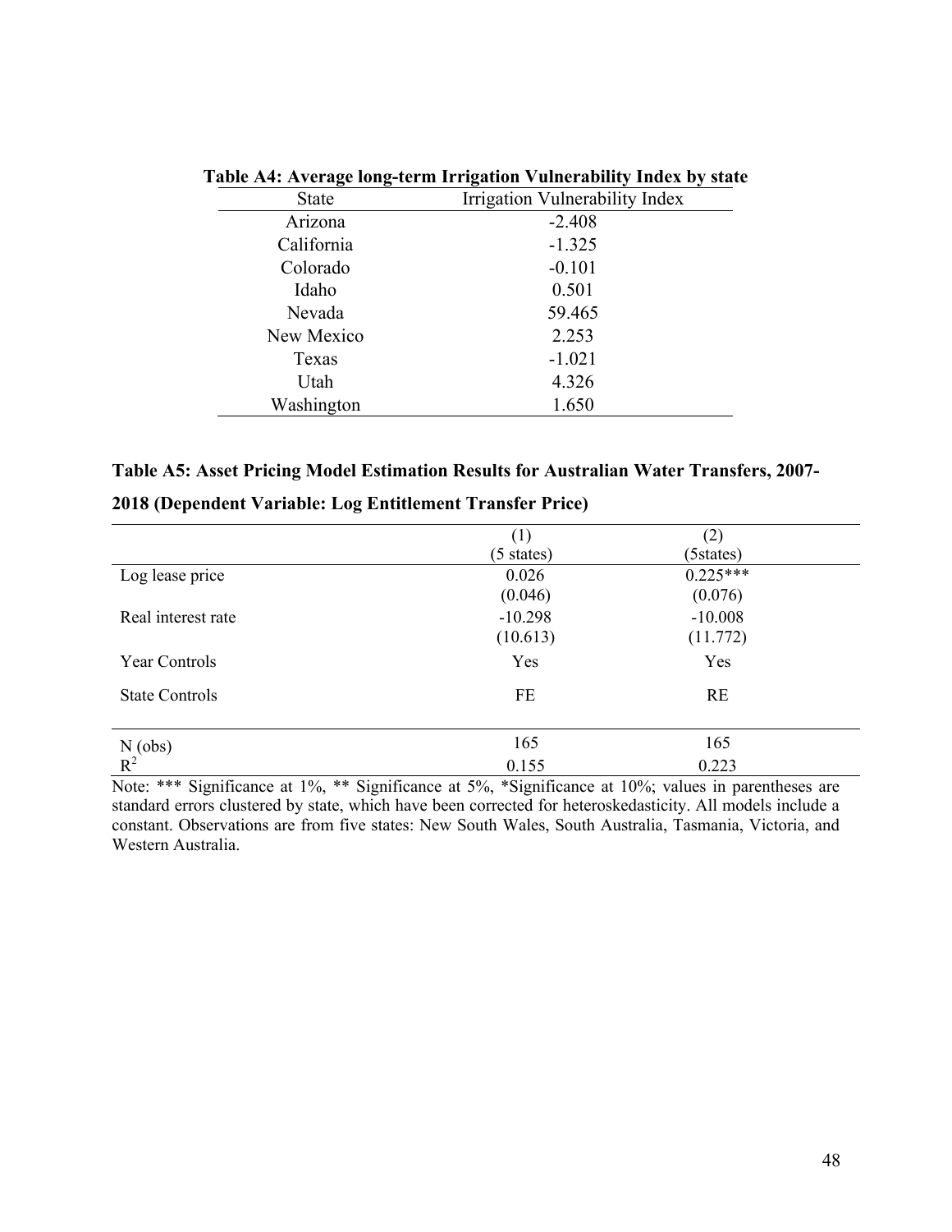**Table A4: Average long-term Irrigation Vulnerability Index by state**

| State | Irrigation Vulnerability Index |
|---|---|
| Arizona | -2.408 |
| California | -1.325 |
| Colorado | -0.101 |
| Idaho | 0.501 |
| Nevada | 59.465 |
| New Mexico | 2.253 |
| Texas | -1.021 |
| Utah | 4.326 |
| Washington | 1.650 |

**Table A5: Asset Pricing Model Estimation Results for Australian Water Transfers, 2007-2018 (Dependent Variable: Log Entitlement Transfer Price)**

| | (1) (5 states) | (2) (5states) |
|---|---|---|
| Log lease price | 0.026 | 0.225*** |
| | (0.046) | (0.076) |
| Real interest rate | -10.298 | -10.008 |
| | (10.613) | (11.772) |
| Year Controls | Yes | Yes |
| State Controls | FE | RE |
| N (obs) | 165 | 165 |
| $R^2$ | 0.155 | 0.223 |

Note: *** Significance at 1%, ** Significance at 5%, *Significance at 10%; values in parentheses are standard errors clustered by state, which have been corrected for heteroskedasticity. All models include a constant. Observations are from five states: New South Wales, South Australia, Tasmania, Victoria, and Western Australia.